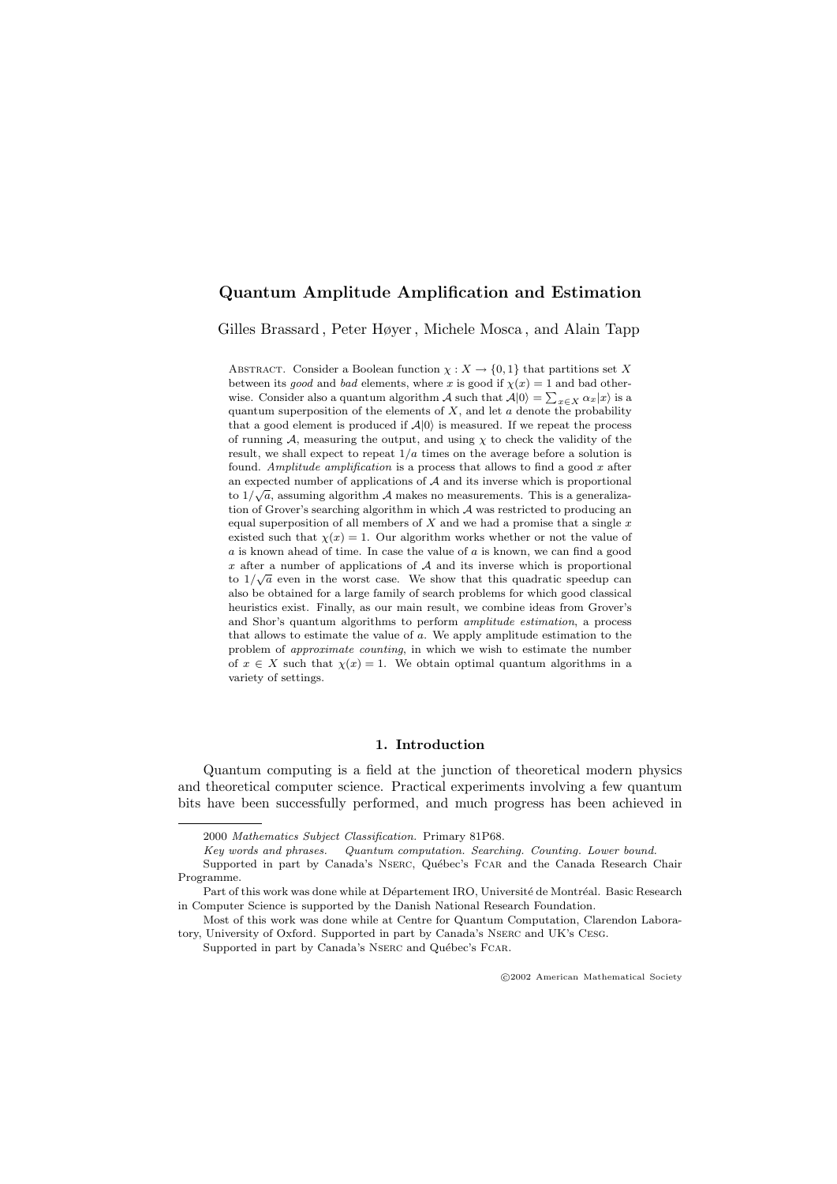# Quantum Amplitude Amplification and Estimation

Gilles Brassard , Peter Høyer , Michele Mosca , and Alain Tapp

Abstract. Consider a Boolean function $\chi : X \to \{0, 1\}$ that partitions set $X$ between its *good* and *bad* elements, where $x$ is good if $\chi(x) = 1$ and bad otherwise. Consider also a quantum algorithm $\mathcal{A}$ such that $\mathcal{A}|0\rangle = \sum_{x \in X} \alpha_x |x\rangle$ is a quantum superposition of the elements of $X$, and let $a$ denote the probability that a good element is produced if $\mathcal{A}|0\rangle$ is measured. If we repeat the process of running $\mathcal{A}$, measuring the output, and using $\chi$ to check the validity of the result, we shall expect to repeat $1/a$ times on the average before a solution is found. *Amplitude amplification* is a process that allows to find a good $x$ after an expected number of applications of $\mathcal{A}$ and its inverse which is proportional to $1/\sqrt{a}$, assuming algorithm $\mathcal{A}$ makes no measurements. This is a generalization of Grover's searching algorithm in which $\mathcal{A}$ was restricted to producing an equal superposition of all members of $X$ and we had a promise that a single $x$ existed such that $\chi(x) = 1$. Our algorithm works whether or not the value of $a$ is known ahead of time. In case the value of $a$ is known, we can find a good $x$ after a number of applications of $\mathcal{A}$ and its inverse which is proportional to $1/\sqrt{a}$ even in the worst case. We show that this quadratic speedup can also be obtained for a large family of search problems for which good classical heuristics exist. Finally, as our main result, we combine ideas from Grover's and Shor's quantum algorithms to perform *amplitude estimation*, a process that allows to estimate the value of $a$. We apply amplitude estimation to the problem of *approximate counting*, in which we wish to estimate the number of $x \in X$ such that $\chi(x) = 1$. We obtain optimal quantum algorithms in a variety of settings.

## 1. Introduction

Quantum computing is a field at the junction of theoretical modern physics and theoretical computer science. Practical experiments involving a few quantum bits have been successfully performed, and much progress has been achieved in

---

2000 *Mathematics Subject Classification.* Primary 81P68.

*Key words and phrases.* Quantum computation. Searching. Counting. Lower bound.

Supported in part by Canada's Nserc, Québec's Fcar and the Canada Research Chair Programme.

Part of this work was done while at Département IRO, Université de Montréal. Basic Research in Computer Science is supported by the Danish National Research Foundation.

Most of this work was done while at Centre for Quantum Computation, Clarendon Laboratory, University of Oxford. Supported in part by Canada's Nserc and UK's Cesg.

Supported in part by Canada's Nserc and Québec's Fcar.

©2002 American Mathematical Society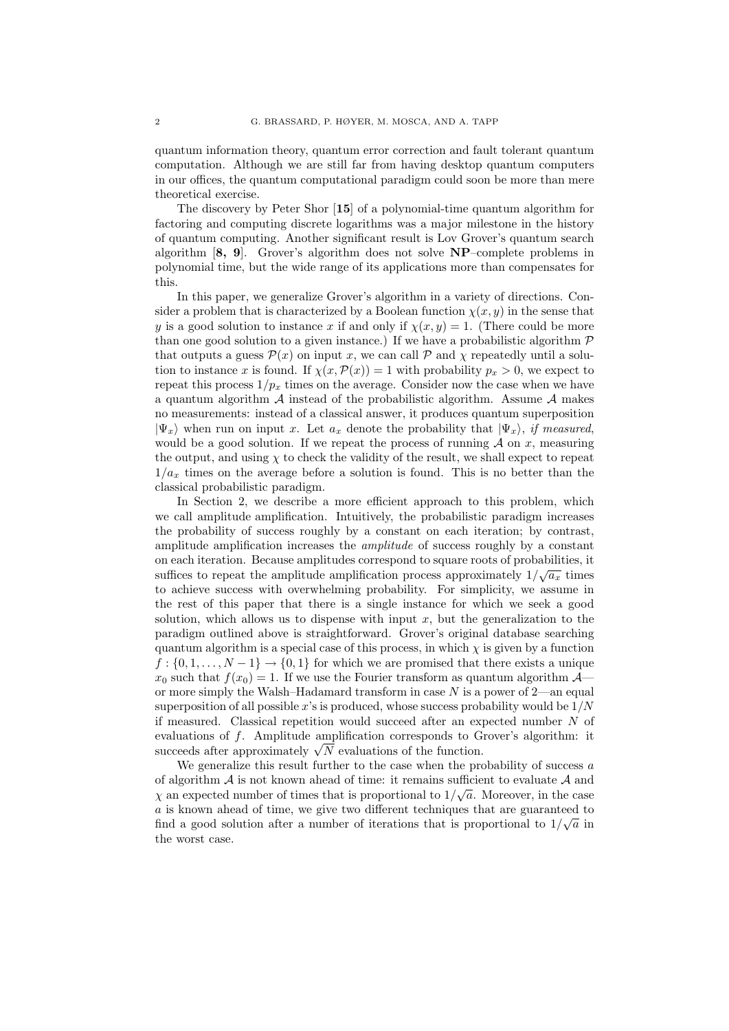quantum information theory, quantum error correction and fault tolerant quantum computation. Although we are still far from having desktop quantum computers in our offices, the quantum computational paradigm could soon be more than mere theoretical exercise.

The discovery by Peter Shor [**15**] of a polynomial-time quantum algorithm for factoring and computing discrete logarithms was a major milestone in the history of quantum computing. Another significant result is Lov Grover's quantum search algorithm [**8, 9**]. Grover's algorithm does not solve **NP**–complete problems in polynomial time, but the wide range of its applications more than compensates for this.

In this paper, we generalize Grover's algorithm in a variety of directions. Consider a problem that is characterized by a Boolean function $\chi(x, y)$ in the sense that $y$ is a good solution to instance $x$ if and only if $\chi(x, y) = 1$. (There could be more than one good solution to a given instance.) If we have a probabilistic algorithm $\mathcal{P}$ that outputs a guess $\mathcal{P}(x)$ on input $x$, we can call $\mathcal{P}$ and $\chi$ repeatedly until a solution to instance $x$ is found. If $\chi(x, \mathcal{P}(x)) = 1$ with probability $p_x > 0$, we expect to repeat this process $1/p_x$ times on the average. Consider now the case when we have a quantum algorithm $\mathcal{A}$ instead of the probabilistic algorithm. Assume $\mathcal{A}$ makes no measurements: instead of a classical answer, it produces quantum superposition $|\Psi_x\rangle$ when run on input $x$. Let $a_x$ denote the probability that $|\Psi_x\rangle$, *if measured*, would be a good solution. If we repeat the process of running $\mathcal{A}$ on $x$, measuring the output, and using $\chi$ to check the validity of the result, we shall expect to repeat $1/a_x$ times on the average before a solution is found. This is no better than the classical probabilistic paradigm.

In Section 2, we describe a more efficient approach to this problem, which we call amplitude amplification. Intuitively, the probabilistic paradigm increases the probability of success roughly by a constant on each iteration; by contrast, amplitude amplification increases the *amplitude* of success roughly by a constant on each iteration. Because amplitudes correspond to square roots of probabilities, it suffices to repeat the amplitude amplification process approximately $1/\sqrt{a_x}$ times to achieve success with overwhelming probability. For simplicity, we assume in the rest of this paper that there is a single instance for which we seek a good solution, which allows us to dispense with input $x$, but the generalization to the paradigm outlined above is straightforward. Grover's original database searching quantum algorithm is a special case of this process, in which $\chi$ is given by a function $f : \{0, 1, \ldots, N-1\} \rightarrow \{0, 1\}$ for which we are promised that there exists a unique $x_0$ such that $f(x_0) = 1$. If we use the Fourier transform as quantum algorithm $\mathcal{A}$—or more simply the Walsh–Hadamard transform in case $N$ is a power of 2—an equal superposition of all possible $x$'s is produced, whose success probability would be $1/N$ if measured. Classical repetition would succeed after an expected number $N$ of evaluations of $f$. Amplitude amplification corresponds to Grover's algorithm: it succeeds after approximately $\sqrt{N}$ evaluations of the function.

We generalize this result further to the case when the probability of success $a$ of algorithm $\mathcal{A}$ is not known ahead of time: it remains sufficient to evaluate $\mathcal{A}$ and $\chi$ an expected number of times that is proportional to $1/\sqrt{a}$. Moreover, in the case $a$ is known ahead of time, we give two different techniques that are guaranteed to find a good solution after a number of iterations that is proportional to $1/\sqrt{a}$ in the worst case.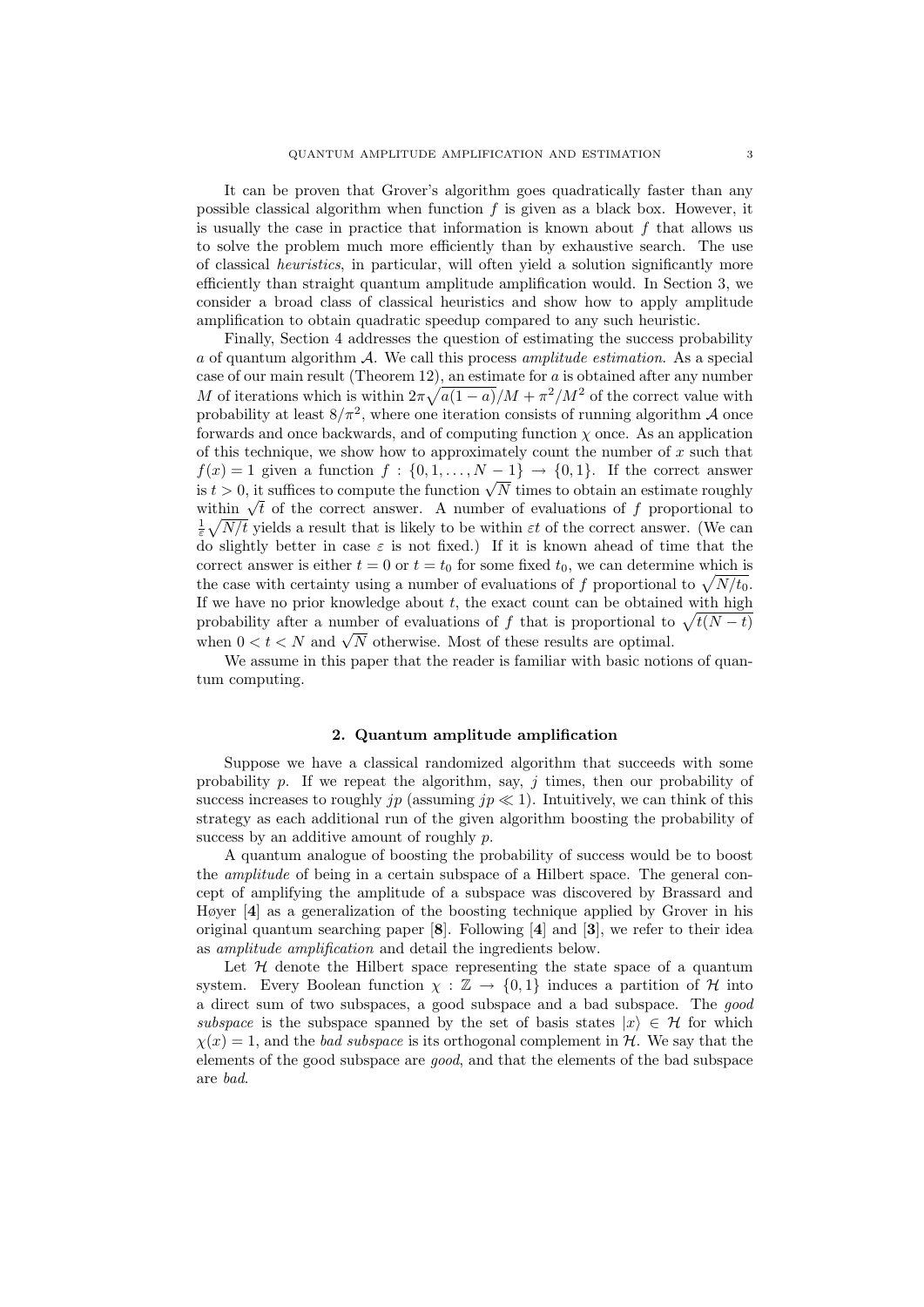It can be proven that Grover's algorithm goes quadratically faster than any possible classical algorithm when function $f$ is given as a black box. However, it is usually the case in practice that information is known about $f$ that allows us to solve the problem much more efficiently than by exhaustive search. The use of classical *heuristics*, in particular, will often yield a solution significantly more efficiently than straight quantum amplitude amplification would. In Section 3, we consider a broad class of classical heuristics and show how to apply amplitude amplification to obtain quadratic speedup compared to any such heuristic.

Finally, Section 4 addresses the question of estimating the success probability $a$ of quantum algorithm $\mathcal{A}$. We call this process *amplitude estimation*. As a special case of our main result (Theorem 12), an estimate for $a$ is obtained after any number $M$ of iterations which is within $2\pi\sqrt{a(1-a)}/M + \pi^2/M^2$ of the correct value with probability at least $8/\pi^2$, where one iteration consists of running algorithm $\mathcal{A}$ once forwards and once backwards, and of computing function $\chi$ once. As an application of this technique, we show how to approximately count the number of $x$ such that $f(x) = 1$ given a function $f : \{0, 1, \ldots, N-1\} \to \{0, 1\}$. If the correct answer is $t > 0$, it suffices to compute the function $\sqrt{N}$ times to obtain an estimate roughly within $\sqrt{t}$ of the correct answer. A number of evaluations of $f$ proportional to $\frac{1}{\varepsilon}\sqrt{N/t}$ yields a result that is likely to be within $\varepsilon t$ of the correct answer. (We can do slightly better in case $\varepsilon$ is not fixed.) If it is known ahead of time that the correct answer is either $t = 0$ or $t = t_0$ for some fixed $t_0$, we can determine which is the case with certainty using a number of evaluations of $f$ proportional to $\sqrt{N/t_0}$. If we have no prior knowledge about $t$, the exact count can be obtained with high probability after a number of evaluations of $f$ that is proportional to $\sqrt{t(N-t)}$ when $0 < t < N$ and $\sqrt{N}$ otherwise. Most of these results are optimal.

We assume in this paper that the reader is familiar with basic notions of quantum computing.

## 2. Quantum amplitude amplification

Suppose we have a classical randomized algorithm that succeeds with some probability $p$. If we repeat the algorithm, say, $j$ times, then our probability of success increases to roughly $jp$ (assuming $jp \ll 1$). Intuitively, we can think of this strategy as each additional run of the given algorithm boosting the probability of success by an additive amount of roughly $p$.

A quantum analogue of boosting the probability of success would be to boost the *amplitude* of being in a certain subspace of a Hilbert space. The general concept of amplifying the amplitude of a subspace was discovered by Brassard and Høyer [**4**] as a generalization of the boosting technique applied by Grover in his original quantum searching paper [**8**]. Following [**4**] and [**3**], we refer to their idea as *amplitude amplification* and detail the ingredients below.

Let $\mathcal{H}$ denote the Hilbert space representing the state space of a quantum system. Every Boolean function $\chi : \mathbb{Z} \to \{0, 1\}$ induces a partition of $\mathcal{H}$ into a direct sum of two subspaces, a good subspace and a bad subspace. The *good subspace* is the subspace spanned by the set of basis states $|x\rangle \in \mathcal{H}$ for which $\chi(x) = 1$, and the *bad subspace* is its orthogonal complement in $\mathcal{H}$. We say that the elements of the good subspace are *good*, and that the elements of the bad subspace are *bad*.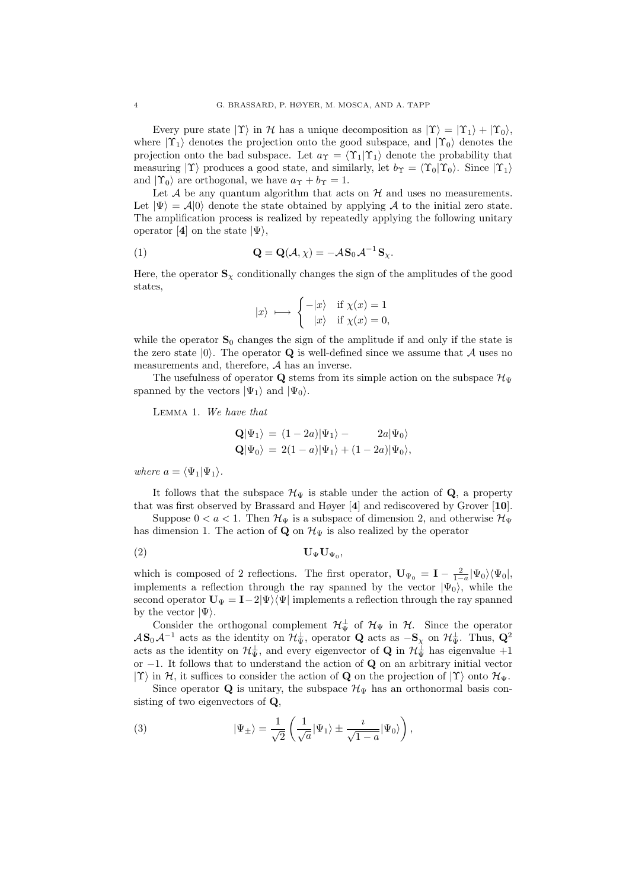Every pure state $|\Upsilon\rangle$ in $\mathcal{H}$ has a unique decomposition as $|\Upsilon\rangle = |\Upsilon_1\rangle + |\Upsilon_0\rangle$, where $|\Upsilon_1\rangle$ denotes the projection onto the good subspace, and $|\Upsilon_0\rangle$ denotes the projection onto the bad subspace. Let $a_\Upsilon = \langle\Upsilon_1|\Upsilon_1\rangle$ denote the probability that measuring $|\Upsilon\rangle$ produces a good state, and similarly, let $b_\Upsilon = \langle\Upsilon_0|\Upsilon_0\rangle$. Since $|\Upsilon_1\rangle$ and $|\Upsilon_0\rangle$ are orthogonal, we have $a_\Upsilon + b_\Upsilon = 1$.

Let $\mathcal{A}$ be any quantum algorithm that acts on $\mathcal{H}$ and uses no measurements. Let $|\Psi\rangle = \mathcal{A}|0\rangle$ denote the state obtained by applying $\mathcal{A}$ to the initial zero state. The amplification process is realized by repeatedly applying the following unitary operator [**4**] on the state $|\Psi\rangle$,

$$\mathbf{Q} = \mathbf{Q}(\mathcal{A}, \chi) = -\mathcal{A}\mathbf{S}_0\mathcal{A}^{-1}\mathbf{S}_\chi. \tag{1}$$

Here, the operator $\mathbf{S}_\chi$ conditionally changes the sign of the amplitudes of the good states,

$$|x\rangle \longmapsto \begin{cases} -|x\rangle & \text{if } \chi(x) = 1 \\ \phantom{-}|x\rangle & \text{if } \chi(x) = 0, \end{cases}$$

while the operator $\mathbf{S}_0$ changes the sign of the amplitude if and only if the state is the zero state $|0\rangle$. The operator $\mathbf{Q}$ is well-defined since we assume that $\mathcal{A}$ uses no measurements and, therefore, $\mathcal{A}$ has an inverse.

The usefulness of operator $\mathbf{Q}$ stems from its simple action on the subspace $\mathcal{H}_\Psi$ spanned by the vectors $|\Psi_1\rangle$ and $|\Psi_0\rangle$.

Lemma 1. *We have that*

$$\begin{aligned}
\mathbf{Q}|\Psi_1\rangle &= (1-2a)|\Psi_1\rangle - 2a|\Psi_0\rangle \\
\mathbf{Q}|\Psi_0\rangle &= 2(1-a)|\Psi_1\rangle + (1-2a)|\Psi_0\rangle,
\end{aligned}$$

*where* $a = \langle\Psi_1|\Psi_1\rangle$.

It follows that the subspace $\mathcal{H}_\Psi$ is stable under the action of $\mathbf{Q}$, a property that was first observed by Brassard and Høyer [**4**] and rediscovered by Grover [**10**].

Suppose $0 < a < 1$. Then $\mathcal{H}_\Psi$ is a subspace of dimension 2, and otherwise $\mathcal{H}_\Psi$ has dimension 1. The action of $\mathbf{Q}$ on $\mathcal{H}_\Psi$ is also realized by the operator

$$\mathbf{U}_\Psi \mathbf{U}_{\Psi_0}, \tag{2}$$

which is composed of 2 reflections. The first operator, $\mathbf{U}_{\Psi_0} = \mathbf{I} - \frac{2}{1-a}|\Psi_0\rangle\langle\Psi_0|$, implements a reflection through the ray spanned by the vector $|\Psi_0\rangle$, while the second operator $\mathbf{U}_\Psi = \mathbf{I} - 2|\Psi\rangle\langle\Psi|$ implements a reflection through the ray spanned by the vector $|\Psi\rangle$.

Consider the orthogonal complement $\mathcal{H}_\Psi^\perp$ of $\mathcal{H}_\Psi$ in $\mathcal{H}$. Since the operator $\mathcal{A}\mathbf{S}_0\mathcal{A}^{-1}$ acts as the identity on $\mathcal{H}_\Psi^\perp$, operator $\mathbf{Q}$ acts as $-\mathbf{S}_\chi$ on $\mathcal{H}_\Psi^\perp$. Thus, $\mathbf{Q}^2$ acts as the identity on $\mathcal{H}_\Psi^\perp$, and every eigenvector of $\mathbf{Q}$ in $\mathcal{H}_\Psi^\perp$ has eigenvalue $+1$ or $-1$. It follows that to understand the action of $\mathbf{Q}$ on an arbitrary initial vector $|\Upsilon\rangle$ in $\mathcal{H}$, it suffices to consider the action of $\mathbf{Q}$ on the projection of $|\Upsilon\rangle$ onto $\mathcal{H}_\Psi$.

Since operator $\mathbf{Q}$ is unitary, the subspace $\mathcal{H}_\Psi$ has an orthonormal basis consisting of two eigenvectors of $\mathbf{Q}$,

$$|\Psi_\pm\rangle = \frac{1}{\sqrt{2}}\left(\frac{1}{\sqrt{a}}|\Psi_1\rangle \pm \frac{\imath}{\sqrt{1-a}}|\Psi_0\rangle\right), \tag{3}$$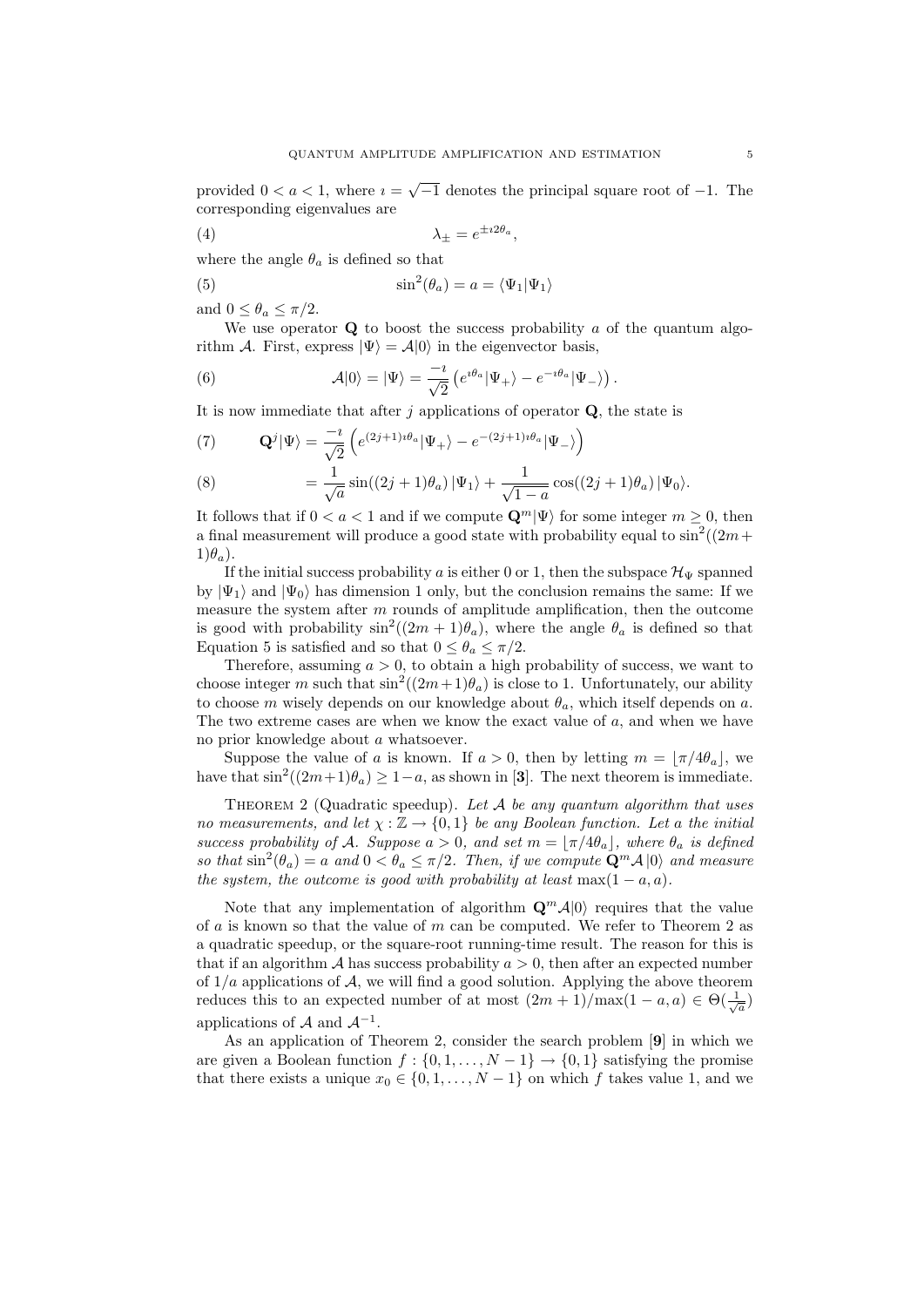provided $0 < a < 1$, where $\imath = \sqrt{-1}$ denotes the principal square root of $-1$. The corresponding eigenvalues are

$$\lambda_{\pm} = e^{\pm \imath 2\theta_a}, \tag{4}$$

where the angle $\theta_a$ is defined so that

$$\sin^2(\theta_a) = a = \langle \Psi_1 | \Psi_1 \rangle \tag{5}$$

and $0 \leq \theta_a \leq \pi/2$.

We use operator $\mathbf{Q}$ to boost the success probability $a$ of the quantum algorithm $\mathcal{A}$. First, express $|\Psi\rangle = \mathcal{A}|0\rangle$ in the eigenvector basis,

$$\mathcal{A}|0\rangle = |\Psi\rangle = \frac{-\imath}{\sqrt{2}} \left( e^{\imath\theta_a}|\Psi_+\rangle - e^{-\imath\theta_a}|\Psi_-\rangle \right). \tag{6}$$

It is now immediate that after $j$ applications of operator $\mathbf{Q}$, the state is

$$\mathbf{Q}^j|\Psi\rangle = \frac{-\imath}{\sqrt{2}} \left( e^{(2j+1)\imath\theta_a}|\Psi_+\rangle - e^{-(2j+1)\imath\theta_a}|\Psi_-\rangle \right) \tag{7}$$

$$= \frac{1}{\sqrt{a}} \sin((2j+1)\theta_a)\,|\Psi_1\rangle + \frac{1}{\sqrt{1-a}} \cos((2j+1)\theta_a)\,|\Psi_0\rangle. \tag{8}$$

It follows that if $0 < a < 1$ and if we compute $\mathbf{Q}^m|\Psi\rangle$ for some integer $m \geq 0$, then a final measurement will produce a good state with probability equal to $\sin^2((2m+1)\theta_a)$.

If the initial success probability $a$ is either 0 or 1, then the subspace $\mathcal{H}_\Psi$ spanned by $|\Psi_1\rangle$ and $|\Psi_0\rangle$ has dimension 1 only, but the conclusion remains the same: If we measure the system after $m$ rounds of amplitude amplification, then the outcome is good with probability $\sin^2((2m+1)\theta_a)$, where the angle $\theta_a$ is defined so that Equation 5 is satisfied and so that $0 \leq \theta_a \leq \pi/2$.

Therefore, assuming $a > 0$, to obtain a high probability of success, we want to choose integer $m$ such that $\sin^2((2m+1)\theta_a)$ is close to 1. Unfortunately, our ability to choose $m$ wisely depends on our knowledge about $\theta_a$, which itself depends on $a$. The two extreme cases are when we know the exact value of $a$, and when we have no prior knowledge about $a$ whatsoever.

Suppose the value of $a$ is known. If $a > 0$, then by letting $m = \lfloor \pi/4\theta_a \rfloor$, we have that $\sin^2((2m+1)\theta_a) \geq 1-a$, as shown in [**3**]. The next theorem is immediate.

Theorem 2 (Quadratic speedup). *Let $\mathcal{A}$ be any quantum algorithm that uses no measurements, and let $\chi : \mathbb{Z} \rightarrow \{0, 1\}$ be any Boolean function. Let a the initial success probability of $\mathcal{A}$. Suppose $a > 0$, and set $m = \lfloor \pi/4\theta_a \rfloor$, where $\theta_a$ is defined so that $\sin^2(\theta_a) = a$ and $0 < \theta_a \leq \pi/2$. Then, if we compute $\mathbf{Q}^m\mathcal{A}\,|0\rangle$ and measure the system, the outcome is good with probability at least $\max(1-a, a)$.*

Note that any implementation of algorithm $\mathbf{Q}^m\mathcal{A}|0\rangle$ requires that the value of $a$ is known so that the value of $m$ can be computed. We refer to Theorem 2 as a quadratic speedup, or the square-root running-time result. The reason for this is that if an algorithm $\mathcal{A}$ has success probability $a > 0$, then after an expected number of $1/a$ applications of $\mathcal{A}$, we will find a good solution. Applying the above theorem reduces this to an expected number of at most $(2m+1)/\max(1-a, a) \in \Theta(\frac{1}{\sqrt{a}})$ applications of $\mathcal{A}$ and $\mathcal{A}^{-1}$.

As an application of Theorem 2, consider the search problem [**9**] in which we are given a Boolean function $f : \{0, 1, \ldots, N-1\} \rightarrow \{0, 1\}$ satisfying the promise that there exists a unique $x_0 \in \{0, 1, \ldots, N-1\}$ on which $f$ takes value 1, and we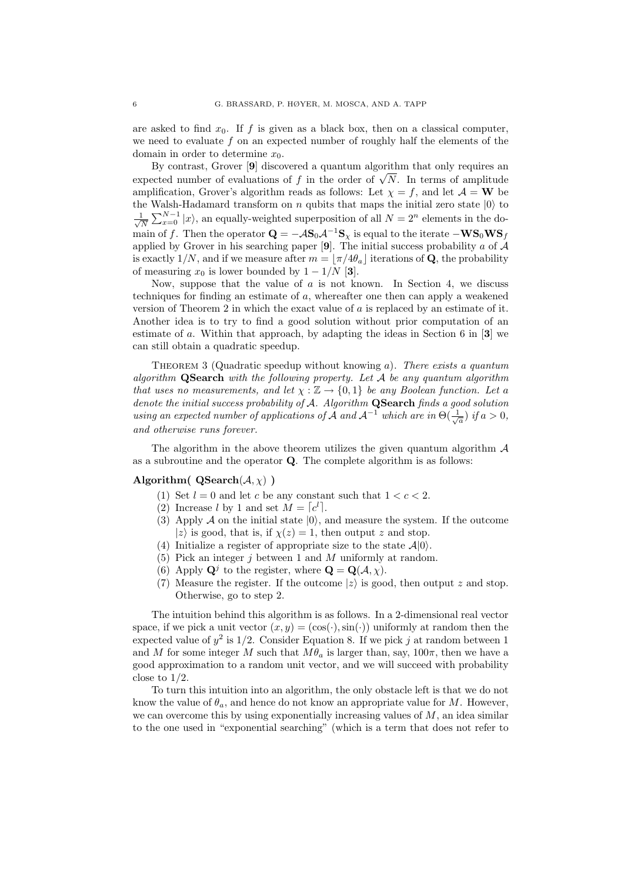are asked to find $x_0$. If $f$ is given as a black box, then on a classical computer, we need to evaluate $f$ on an expected number of roughly half the elements of the domain in order to determine $x_0$.

By contrast, Grover [**9**] discovered a quantum algorithm that only requires an expected number of evaluations of $f$ in the order of $\sqrt{N}$. In terms of amplitude amplification, Grover's algorithm reads as follows: Let $\chi = f$, and let $\mathcal{A} = \mathbf{W}$ be the Walsh-Hadamard transform on $n$ qubits that maps the initial zero state $|0\rangle$ to $\frac{1}{\sqrt{N}} \sum_{x=0}^{N-1} |x\rangle$, an equally-weighted superposition of all $N = 2^n$ elements in the domain of $f$. Then the operator $\mathbf{Q} = -\mathcal{A}\mathbf{S}_0\mathcal{A}^{-1}\mathbf{S}_\chi$ is equal to the iterate $-\mathbf{W}\mathbf{S}_0\mathbf{W}\mathbf{S}_f$ applied by Grover in his searching paper [**9**]. The initial success probability $a$ of $\mathcal{A}$ is exactly $1/N$, and if we measure after $m = \lfloor \pi/4\theta_a \rfloor$ iterations of $\mathbf{Q}$, the probability of measuring $x_0$ is lower bounded by $1 - 1/N$ [**3**].

Now, suppose that the value of $a$ is not known. In Section 4, we discuss techniques for finding an estimate of $a$, whereafter one then can apply a weakened version of Theorem 2 in which the exact value of $a$ is replaced by an estimate of it. Another idea is to try to find a good solution without prior computation of an estimate of $a$. Within that approach, by adapting the ideas in Section 6 in [**3**] we can still obtain a quadratic speedup.

Theorem 3 (Quadratic speedup without knowing $a$). *There exists a quantum algorithm* **QSearch** *with the following property. Let $\mathcal{A}$ be any quantum algorithm that uses no measurements, and let $\chi : \mathbb{Z} \to \{0, 1\}$ be any Boolean function. Let $a$ denote the initial success probability of $\mathcal{A}$. Algorithm* **QSearch** *finds a good solution using an expected number of applications of $\mathcal{A}$ and $\mathcal{A}^{-1}$ which are in $\Theta(\frac{1}{\sqrt{a}})$ if $a > 0$, and otherwise runs forever.*

The algorithm in the above theorem utilizes the given quantum algorithm $\mathcal{A}$ as a subroutine and the operator $\mathbf{Q}$. The complete algorithm is as follows:

**Algorithm( QSearch($\mathcal{A}, \chi$) )**

1. Set $l = 0$ and let $c$ be any constant such that $1 < c < 2$.
2. Increase $l$ by 1 and set $M = \lceil c^l \rceil$.
3. Apply $\mathcal{A}$ on the initial state $|0\rangle$, and measure the system. If the outcome $|z\rangle$ is good, that is, if $\chi(z) = 1$, then output $z$ and stop.
4. Initialize a register of appropriate size to the state $\mathcal{A}|0\rangle$.
5. Pick an integer $j$ between 1 and $M$ uniformly at random.
6. Apply $\mathbf{Q}^j$ to the register, where $\mathbf{Q} = \mathbf{Q}(\mathcal{A}, \chi)$.
7. Measure the register. If the outcome $|z\rangle$ is good, then output $z$ and stop. Otherwise, go to step 2.

The intuition behind this algorithm is as follows. In a 2-dimensional real vector space, if we pick a unit vector $(x, y) = (\cos(\cdot), \sin(\cdot))$ uniformly at random then the expected value of $y^2$ is $1/2$. Consider Equation 8. If we pick $j$ at random between 1 and $M$ for some integer $M$ such that $M\theta_a$ is larger than, say, $100\pi$, then we have a good approximation to a random unit vector, and we will succeed with probability close to $1/2$.

To turn this intuition into an algorithm, the only obstacle left is that we do not know the value of $\theta_a$, and hence do not know an appropriate value for $M$. However, we can overcome this by using exponentially increasing values of $M$, an idea similar to the one used in "exponential searching" (which is a term that does not refer to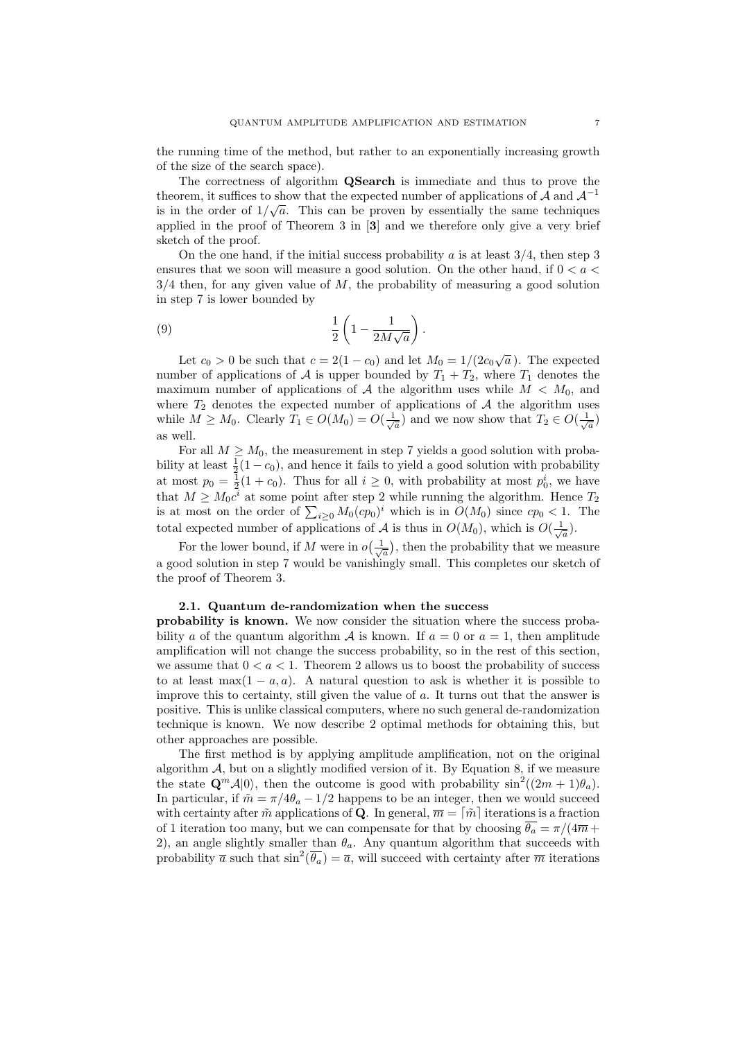the running time of the method, but rather to an exponentially increasing growth of the size of the search space).

The correctness of algorithm **QSearch** is immediate and thus to prove the theorem, it suffices to show that the expected number of applications of $\mathcal{A}$ and $\mathcal{A}^{-1}$ is in the order of $1/\sqrt{a}$. This can be proven by essentially the same techniques applied in the proof of Theorem 3 in [**3**] and we therefore only give a very brief sketch of the proof.

On the one hand, if the initial success probability $a$ is at least $3/4$, then step 3 ensures that we soon will measure a good solution. On the other hand, if $0 < a < 3/4$ then, for any given value of $M$, the probability of measuring a good solution in step 7 is lower bounded by

$$\frac{1}{2}\left(1 - \frac{1}{2M\sqrt{a}}\right). \tag{9}$$

Let $c_0 > 0$ be such that $c = 2(1 - c_0)$ and let $M_0 = 1/(2c_0\sqrt{a}\,)$. The expected number of applications of $\mathcal{A}$ is upper bounded by $T_1 + T_2$, where $T_1$ denotes the maximum number of applications of $\mathcal{A}$ the algorithm uses while $M < M_0$, and where $T_2$ denotes the expected number of applications of $\mathcal{A}$ the algorithm uses while $M \geq M_0$. Clearly $T_1 \in O(M_0) = O(\frac{1}{\sqrt{a}})$ and we now show that $T_2 \in O(\frac{1}{\sqrt{a}})$ as well.

For all $M \geq M_0$, the measurement in step 7 yields a good solution with probability at least $\frac{1}{2}(1 - c_0)$, and hence it fails to yield a good solution with probability at most $p_0 = \frac{1}{2}(1 + c_0)$. Thus for all $i \geq 0$, with probability at most $p_0^i$, we have that $M \geq M_0 c^i$ at some point after step 2 while running the algorithm. Hence $T_2$ is at most on the order of $\sum_{i \geq 0} M_0 (cp_0)^i$ which is in $O(M_0)$ since $cp_0 < 1$. The total expected number of applications of $\mathcal{A}$ is thus in $O(M_0)$, which is $O(\frac{1}{\sqrt{a}})$.

For the lower bound, if $M$ were in $o\big(\frac{1}{\sqrt{a}}\big)$, then the probability that we measure a good solution in step 7 would be vanishingly small. This completes our sketch of the proof of Theorem 3.

**2.1. Quantum de-randomization when the success probability is known.** We now consider the situation where the success probability $a$ of the quantum algorithm $\mathcal{A}$ is known. If $a = 0$ or $a = 1$, then amplitude amplification will not change the success probability, so in the rest of this section, we assume that $0 < a < 1$. Theorem 2 allows us to boost the probability of success to at least $\max(1 - a, a)$. A natural question to ask is whether it is possible to improve this to certainty, still given the value of $a$. It turns out that the answer is positive. This is unlike classical computers, where no such general de-randomization technique is known. We now describe 2 optimal methods for obtaining this, but other approaches are possible.

The first method is by applying amplitude amplification, not on the original algorithm $\mathcal{A}$, but on a slightly modified version of it. By Equation 8, if we measure the state $\mathbf{Q}^m \mathcal{A}|0\rangle$, then the outcome is good with probability $\sin^2((2m + 1)\theta_a)$. In particular, if $\tilde{m} = \pi/4\theta_a - 1/2$ happens to be an integer, then we would succeed with certainty after $\tilde{m}$ applications of $\mathbf{Q}$. In general, $\overline{m} = \lceil \tilde{m} \rceil$ iterations is a fraction of 1 iteration too many, but we can compensate for that by choosing $\overline{\theta_a} = \pi/(4\overline{m} + 2)$, an angle slightly smaller than $\theta_a$. Any quantum algorithm that succeeds with probability $\overline{a}$ such that $\sin^2(\overline{\theta_a}) = \overline{a}$, will succeed with certainty after $\overline{m}$ iterations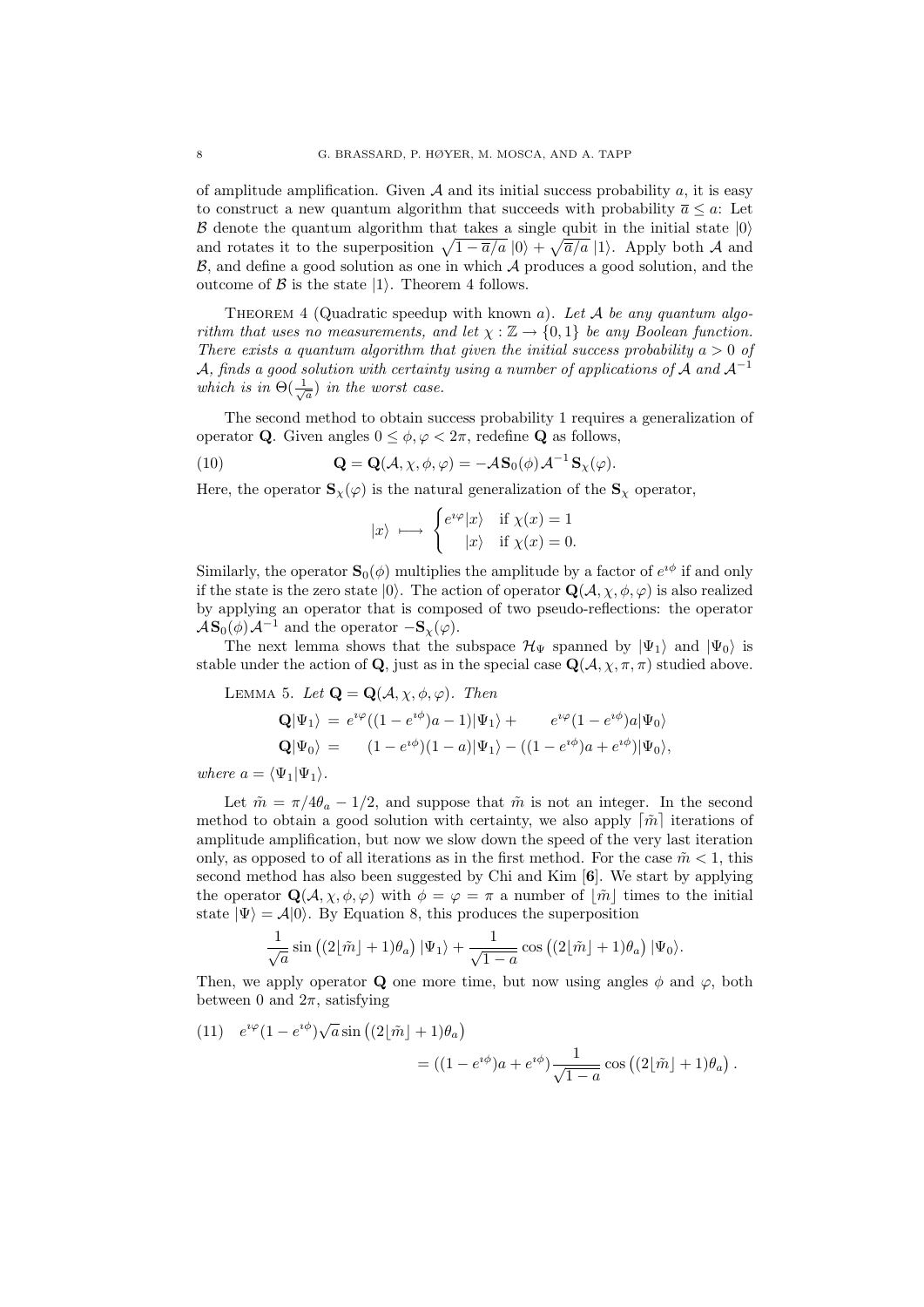of amplitude amplification. Given $\mathcal{A}$ and its initial success probability $a$, it is easy to construct a new quantum algorithm that succeeds with probability $\overline{a} \leq a$: Let $\mathcal{B}$ denote the quantum algorithm that takes a single qubit in the initial state $|0\rangle$ and rotates it to the superposition $\sqrt{1 - \overline{a}/a}\,|0\rangle + \sqrt{\overline{a}/a}\,|1\rangle$. Apply both $\mathcal{A}$ and $\mathcal{B}$, and define a good solution as one in which $\mathcal{A}$ produces a good solution, and the outcome of $\mathcal{B}$ is the state $|1\rangle$. Theorem 4 follows.

THEOREM 4 (Quadratic speedup with known $a$). *Let $\mathcal{A}$ be any quantum algorithm that uses no measurements, and let $\chi : \mathbb{Z} \to \{0, 1\}$ be any Boolean function. There exists a quantum algorithm that given the initial success probability $a > 0$ of $\mathcal{A}$, finds a good solution with certainty using a number of applications of $\mathcal{A}$ and $\mathcal{A}^{-1}$ which is in $\Theta(\frac{1}{\sqrt{a}})$ in the worst case.*

The second method to obtain success probability 1 requires a generalization of operator $\mathbf{Q}$. Given angles $0 \leq \phi, \varphi < 2\pi$, redefine $\mathbf{Q}$ as follows,

$$\mathbf{Q} = \mathbf{Q}(\mathcal{A}, \chi, \phi, \varphi) = -\mathcal{A}\mathbf{S}_0(\phi)\mathcal{A}^{-1}\mathbf{S}_\chi(\varphi). \tag{10}$$

Here, the operator $\mathbf{S}_\chi(\varphi)$ is the natural generalization of the $\mathbf{S}_\chi$ operator,

$$|x\rangle \longmapsto \begin{cases} e^{\imath\varphi}|x\rangle & \text{if } \chi(x) = 1 \\ \quad |x\rangle & \text{if } \chi(x) = 0. \end{cases}$$

Similarly, the operator $\mathbf{S}_0(\phi)$ multiplies the amplitude by a factor of $e^{\imath\phi}$ if and only if the state is the zero state $|0\rangle$. The action of operator $\mathbf{Q}(\mathcal{A}, \chi, \phi, \varphi)$ is also realized by applying an operator that is composed of two pseudo-reflections: the operator $\mathcal{A}\mathbf{S}_0(\phi)\mathcal{A}^{-1}$ and the operator $-\mathbf{S}_\chi(\varphi)$.

The next lemma shows that the subspace $\mathcal{H}_\Psi$ spanned by $|\Psi_1\rangle$ and $|\Psi_0\rangle$ is stable under the action of $\mathbf{Q}$, just as in the special case $\mathbf{Q}(\mathcal{A}, \chi, \pi, \pi)$ studied above.

LEMMA 5. *Let $\mathbf{Q} = \mathbf{Q}(\mathcal{A}, \chi, \phi, \varphi)$. Then*

$$\begin{aligned} \mathbf{Q}|\Psi_1\rangle &= e^{\imath\varphi}((1 - e^{\imath\phi})a - 1)|\Psi_1\rangle + \quad e^{\imath\varphi}(1 - e^{\imath\phi})a|\Psi_0\rangle \\ \mathbf{Q}|\Psi_0\rangle &= \quad (1 - e^{\imath\phi})(1 - a)|\Psi_1\rangle - ((1 - e^{\imath\phi})a + e^{\imath\phi})|\Psi_0\rangle, \end{aligned}$$

*where $a = \langle\Psi_1|\Psi_1\rangle$.*

Let $\tilde{m} = \pi/4\theta_a - 1/2$, and suppose that $\tilde{m}$ is not an integer. In the second method to obtain a good solution with certainty, we also apply $\lceil\tilde{m}\rceil$ iterations of amplitude amplification, but now we slow down the speed of the very last iteration only, as opposed to of all iterations as in the first method. For the case $\tilde{m} < 1$, this second method has also been suggested by Chi and Kim [**6**]. We start by applying the operator $\mathbf{Q}(\mathcal{A}, \chi, \phi, \varphi)$ with $\phi = \varphi = \pi$ a number of $\lfloor\tilde{m}\rfloor$ times to the initial state $|\Psi\rangle = \mathcal{A}|0\rangle$. By Equation 8, this produces the superposition

$$\frac{1}{\sqrt{a}}\sin\big((2\lfloor\tilde{m}\rfloor + 1)\theta_a\big)\,|\Psi_1\rangle + \frac{1}{\sqrt{1-a}}\cos\big((2\lfloor\tilde{m}\rfloor + 1)\theta_a\big)\,|\Psi_0\rangle.$$

Then, we apply operator $\mathbf{Q}$ one more time, but now using angles $\phi$ and $\varphi$, both between 0 and $2\pi$, satisfying

$$\begin{aligned} e^{\imath\varphi}(1 - e^{\imath\phi})\sqrt{a}\sin\big((2\lfloor\tilde{m}\rfloor + 1)\theta_a\big) \\ = ((1 - e^{\imath\phi})a + e^{\imath\phi})\frac{1}{\sqrt{1-a}}\cos\big((2\lfloor\tilde{m}\rfloor + 1)\theta_a\big). \end{aligned} \tag{11}$$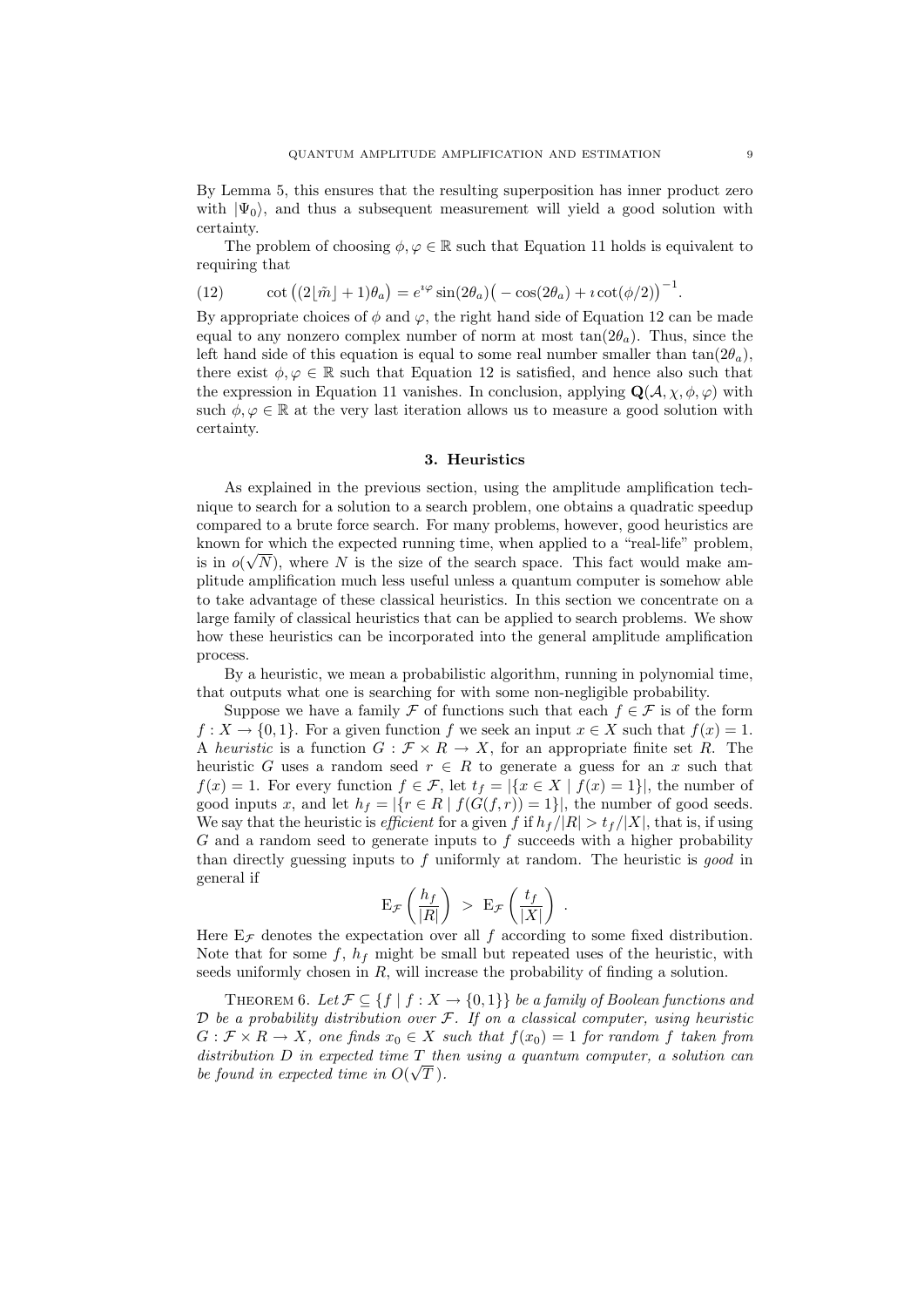By Lemma 5, this ensures that the resulting superposition has inner product zero with $|\Psi_0\rangle$, and thus a subsequent measurement will yield a good solution with certainty.

The problem of choosing $\phi, \varphi \in \mathbb{R}$ such that Equation 11 holds is equivalent to requiring that

$$\cot\big((2\lfloor \tilde{m} \rfloor + 1)\theta_a\big) = e^{\imath\varphi} \sin(2\theta_a)\big(-\cos(2\theta_a) + \imath \cot(\phi/2)\big)^{-1}. \tag{12}$$

By appropriate choices of $\phi$ and $\varphi$, the right hand side of Equation 12 can be made equal to any nonzero complex number of norm at most $\tan(2\theta_a)$. Thus, since the left hand side of this equation is equal to some real number smaller than $\tan(2\theta_a)$, there exist $\phi, \varphi \in \mathbb{R}$ such that Equation 12 is satisfied, and hence also such that the expression in Equation 11 vanishes. In conclusion, applying $\mathbf{Q}(\mathcal{A}, \chi, \phi, \varphi)$ with such $\phi, \varphi \in \mathbb{R}$ at the very last iteration allows us to measure a good solution with certainty.

## 3. Heuristics

As explained in the previous section, using the amplitude amplification technique to search for a solution to a search problem, one obtains a quadratic speedup compared to a brute force search. For many problems, however, good heuristics are known for which the expected running time, when applied to a "real-life" problem, is in $o(\sqrt{N})$, where $N$ is the size of the search space. This fact would make amplitude amplification much less useful unless a quantum computer is somehow able to take advantage of these classical heuristics. In this section we concentrate on a large family of classical heuristics that can be applied to search problems. We show how these heuristics can be incorporated into the general amplitude amplification process.

By a heuristic, we mean a probabilistic algorithm, running in polynomial time, that outputs what one is searching for with some non-negligible probability.

Suppose we have a family $\mathcal{F}$ of functions such that each $f \in \mathcal{F}$ is of the form $f : X \to \{0,1\}$. For a given function $f$ we seek an input $x \in X$ such that $f(x) = 1$. A *heuristic* is a function $G : \mathcal{F} \times R \to X$, for an appropriate finite set $R$. The heuristic $G$ uses a random seed $r \in R$ to generate a guess for an $x$ such that $f(x) = 1$. For every function $f \in \mathcal{F}$, let $t_f = |\{x \in X \mid f(x) = 1\}|$, the number of good inputs $x$, and let $h_f = |\{r \in R \mid f(G(f,r)) = 1\}|$, the number of good seeds. We say that the heuristic is *efficient* for a given $f$ if $h_f/|R| > t_f/|X|$, that is, if using $G$ and a random seed to generate inputs to $f$ succeeds with a higher probability than directly guessing inputs to $f$ uniformly at random. The heuristic is *good* in general if

$$\mathrm{E}_{\mathcal{F}}\left(\frac{h_f}{|R|}\right) \; > \; \mathrm{E}_{\mathcal{F}}\left(\frac{t_f}{|X|}\right) \; .$$

Here $\mathrm{E}_{\mathcal{F}}$ denotes the expectation over all $f$ according to some fixed distribution. Note that for some $f$, $h_f$ might be small but repeated uses of the heuristic, with seeds uniformly chosen in $R$, will increase the probability of finding a solution.

Theorem 6. *Let $\mathcal{F} \subseteq \{f \mid f : X \to \{0,1\}\}$ be a family of Boolean functions and $\mathcal{D}$ be a probability distribution over $\mathcal{F}$. If on a classical computer, using heuristic $G : \mathcal{F} \times R \to X$, one finds $x_0 \in X$ such that $f(x_0) = 1$ for random $f$ taken from distribution $D$ in expected time $T$ then using a quantum computer, a solution can be found in expected time in $O(\sqrt{T})$.*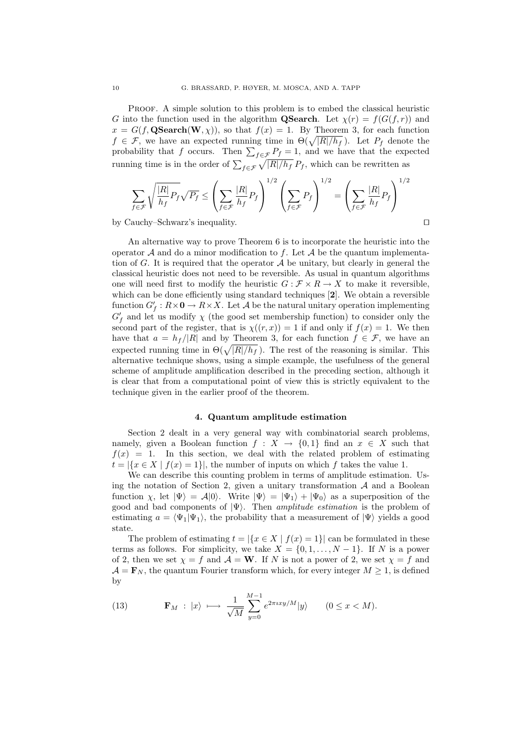Proof. A simple solution to this problem is to embed the classical heuristic $G$ into the function used in the algorithm **QSearch**. Let $\chi(r) = f(G(f,r))$ and $x = G(f, \mathbf{QSearch}(\mathbf{W}, \chi))$, so that $f(x) = 1$. By Theorem 3, for each function $f \in \mathcal{F}$, we have an expected running time in $\Theta(\sqrt{|R|/h_f}\,)$. Let $P_f$ denote the probability that $f$ occurs. Then $\sum_{f \in \mathcal{F}} P_f = 1$, and we have that the expected running time is in the order of $\sum_{f \in \mathcal{F}} \sqrt{|R|/h_f}\, P_f$, which can be rewritten as

$$\sum_{f \in \mathcal{F}} \sqrt{\frac{|R|}{h_f} P_f} \sqrt{P_f} \leq \left( \sum_{f \in \mathcal{F}} \frac{|R|}{h_f} P_f \right)^{1/2} \left( \sum_{f \in \mathcal{F}} P_f \right)^{1/2} = \left( \sum_{f \in \mathcal{F}} \frac{|R|}{h_f} P_f \right)^{1/2}$$

by Cauchy–Schwarz's inequality. □

An alternative way to prove Theorem 6 is to incorporate the heuristic into the operator $\mathcal{A}$ and do a minor modification to $f$. Let $\mathcal{A}$ be the quantum implementation of $G$. It is required that the operator $\mathcal{A}$ be unitary, but clearly in general the classical heuristic does not need to be reversible. As usual in quantum algorithms one will need first to modify the heuristic $G : \mathcal{F} \times R \rightarrow X$ to make it reversible, which can be done efficiently using standard techniques [2]. We obtain a reversible function $G'_f : R \times \mathbf{0} \rightarrow R \times X$. Let $\mathcal{A}$ be the natural unitary operation implementing $G'_f$ and let us modify $\chi$ (the good set membership function) to consider only the second part of the register, that is $\chi((r,x)) = 1$ if and only if $f(x) = 1$. We then have that $a = h_f/|R|$ and by Theorem 3, for each function $f \in \mathcal{F}$, we have an expected running time in $\Theta(\sqrt{|R|/h_f}\,)$. The rest of the reasoning is similar. This alternative technique shows, using a simple example, the usefulness of the general scheme of amplitude amplification described in the preceding section, although it is clear that from a computational point of view this is strictly equivalent to the technique given in the earlier proof of the theorem.

## 4. Quantum amplitude estimation

Section 2 dealt in a very general way with combinatorial search problems, namely, given a Boolean function $f : X \rightarrow \{0, 1\}$ find an $x \in X$ such that $f(x) = 1$. In this section, we deal with the related problem of estimating $t = |\{x \in X \mid f(x) = 1\}|$, the number of inputs on which $f$ takes the value 1.

We can describe this counting problem in terms of amplitude estimation. Using the notation of Section 2, given a unitary transformation $\mathcal{A}$ and a Boolean function $\chi$, let $|\Psi\rangle = \mathcal{A}|0\rangle$. Write $|\Psi\rangle = |\Psi_1\rangle + |\Psi_0\rangle$ as a superposition of the good and bad components of $|\Psi\rangle$. Then *amplitude estimation* is the problem of estimating $a = \langle \Psi_1 | \Psi_1 \rangle$, the probability that a measurement of $|\Psi\rangle$ yields a good state.

The problem of estimating $t = |\{x \in X \mid f(x) = 1\}|$ can be formulated in these terms as follows. For simplicity, we take $X = \{0, 1, \ldots, N-1\}$. If $N$ is a power of 2, then we set $\chi = f$ and $\mathcal{A} = \mathbf{W}$. If $N$ is not a power of 2, we set $\chi = f$ and $\mathcal{A} = \mathbf{F}_N$, the quantum Fourier transform which, for every integer $M \geq 1$, is defined by

$$\mathbf{F}_M \;:\; |x\rangle \longmapsto \frac{1}{\sqrt{M}} \sum_{y=0}^{M-1} e^{2\pi \imath xy/M} |y\rangle \qquad (0 \leq x < M). \tag{13}$$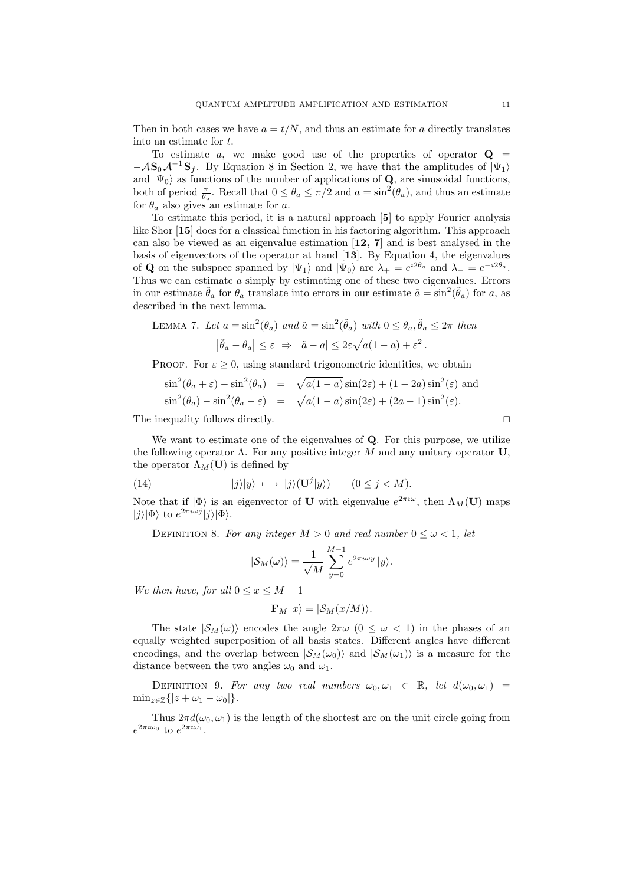Then in both cases we have $a = t/N$, and thus an estimate for $a$ directly translates into an estimate for $t$.

To estimate $a$, we make good use of the properties of operator $\mathbf{Q} = -\mathcal{A}\mathbf{S}_0\mathcal{A}^{-1}\mathbf{S}_f$. By Equation 8 in Section 2, we have that the amplitudes of $|\Psi_1\rangle$ and $|\Psi_0\rangle$ as functions of the number of applications of $\mathbf{Q}$, are sinusoidal functions, both of period $\frac{\pi}{\theta_a}$. Recall that $0 \leq \theta_a \leq \pi/2$ and $a = \sin^2(\theta_a)$, and thus an estimate for $\theta_a$ also gives an estimate for $a$.

To estimate this period, it is a natural approach [**5**] to apply Fourier analysis like Shor [**15**] does for a classical function in his factoring algorithm. This approach can also be viewed as an eigenvalue estimation [**12, 7**] and is best analysed in the basis of eigenvectors of the operator at hand [**13**]. By Equation 4, the eigenvalues of $\mathbf{Q}$ on the subspace spanned by $|\Psi_1\rangle$ and $|\Psi_0\rangle$ are $\lambda_+ = e^{\imath 2\theta_a}$ and $\lambda_- = e^{-\imath 2\theta_a}$. Thus we can estimate $a$ simply by estimating one of these two eigenvalues. Errors in our estimate $\tilde{\theta}_a$ for $\theta_a$ translate into errors in our estimate $\tilde{a} = \sin^2(\tilde{\theta}_a)$ for $a$, as described in the next lemma.

LEMMA 7. *Let $a = \sin^2(\theta_a)$ and $\tilde{a} = \sin^2(\tilde{\theta}_a)$ with $0 \leq \theta_a, \tilde{\theta}_a \leq 2\pi$ then*

$$\left|\tilde{\theta}_a - \theta_a\right| \leq \varepsilon \;\Rightarrow\; |\tilde{a} - a| \leq 2\varepsilon\sqrt{a(1-a)} + \varepsilon^2\,.$$

PROOF. For $\varepsilon \geq 0$, using standard trigonometric identities, we obtain

$$\begin{aligned}
\sin^2(\theta_a + \varepsilon) - \sin^2(\theta_a) &= \sqrt{a(1-a)}\sin(2\varepsilon) + (1-2a)\sin^2(\varepsilon) \text{ and} \\
\sin^2(\theta_a) - \sin^2(\theta_a - \varepsilon) &= \sqrt{a(1-a)}\sin(2\varepsilon) + (2a-1)\sin^2(\varepsilon).
\end{aligned}$$

The inequality follows directly. □

We want to estimate one of the eigenvalues of $\mathbf{Q}$. For this purpose, we utilize the following operator $\Lambda$. For any positive integer $M$ and any unitary operator $\mathbf{U}$, the operator $\Lambda_M(\mathbf{U})$ is defined by

$$|j\rangle|y\rangle \;\longmapsto\; |j\rangle(\mathbf{U}^j|y\rangle) \qquad (0 \leq j < M). \tag{14}$$

Note that if $|\Phi\rangle$ is an eigenvector of $\mathbf{U}$ with eigenvalue $e^{2\pi\imath\omega}$, then $\Lambda_M(\mathbf{U})$ maps $|j\rangle|\Phi\rangle$ to $e^{2\pi\imath\omega j}|j\rangle|\Phi\rangle$.

DEFINITION 8. *For any integer $M > 0$ and real number $0 \leq \omega < 1$, let*

$$|\mathcal{S}_M(\omega)\rangle = \frac{1}{\sqrt{M}}\sum_{y=0}^{M-1} e^{2\pi\imath\omega y}\,|y\rangle.$$

*We then have, for all $0 \leq x \leq M-1$*

$$\mathbf{F}_M\,|x\rangle = |\mathcal{S}_M(x/M)\rangle.$$

The state $|\mathcal{S}_M(\omega)\rangle$ encodes the angle $2\pi\omega$ $(0 \leq \omega < 1)$ in the phases of an equally weighted superposition of all basis states. Different angles have different encodings, and the overlap between $|\mathcal{S}_M(\omega_0)\rangle$ and $|\mathcal{S}_M(\omega_1)\rangle$ is a measure for the distance between the two angles $\omega_0$ and $\omega_1$.

DEFINITION 9. *For any two real numbers $\omega_0, \omega_1 \in \mathbb{R}$, let $d(\omega_0, \omega_1) = \min_{z\in\mathbb{Z}}\{|z + \omega_1 - \omega_0|\}$.*

Thus $2\pi d(\omega_0, \omega_1)$ is the length of the shortest arc on the unit circle going from $e^{2\pi\imath\omega_0}$ to $e^{2\pi\imath\omega_1}$.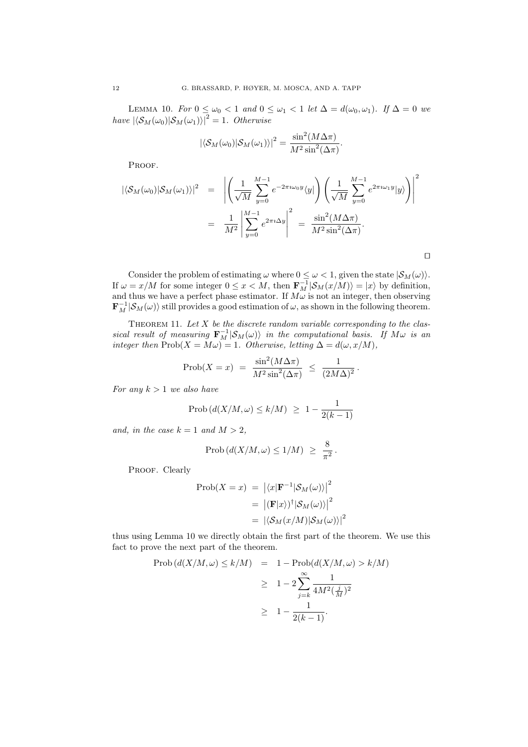Lemma 10. *For $0 \leq \omega_0 < 1$ and $0 \leq \omega_1 < 1$ let $\Delta = d(\omega_0, \omega_1)$. If $\Delta = 0$ we have $|\langle \mathcal{S}_M(\omega_0) | \mathcal{S}_M(\omega_1)\rangle|^2 = 1$. Otherwise*

$$|\langle \mathcal{S}_M(\omega_0) | \mathcal{S}_M(\omega_1)\rangle|^2 = \frac{\sin^2(M\Delta\pi)}{M^2 \sin^2(\Delta\pi)}.$$

Proof.

$$\begin{aligned}
|\langle \mathcal{S}_M(\omega_0) | \mathcal{S}_M(\omega_1)\rangle|^2 &= \left| \left( \frac{1}{\sqrt{M}} \sum_{y=0}^{M-1} e^{-2\pi\imath\omega_0 y} \langle y| \right) \left( \frac{1}{\sqrt{M}} \sum_{y=0}^{M-1} e^{2\pi\imath\omega_1 y} |y\rangle \right) \right|^2 \\
&= \frac{1}{M^2} \left| \sum_{y=0}^{M-1} e^{2\pi\imath\Delta y} \right|^2 = \frac{\sin^2(M\Delta\pi)}{M^2 \sin^2(\Delta\pi)}.
\end{aligned}$$

$\square$

Consider the problem of estimating $\omega$ where $0 \leq \omega < 1$, given the state $|\mathcal{S}_M(\omega)\rangle$. If $\omega = x/M$ for some integer $0 \leq x < M$, then $\mathbf{F}_M^{-1} |\mathcal{S}_M(x/M)\rangle = |x\rangle$ by definition, and thus we have a perfect phase estimator. If $M\omega$ is not an integer, then observing $\mathbf{F}_M^{-1} |\mathcal{S}_M(\omega)\rangle$ still provides a good estimation of $\omega$, as shown in the following theorem.

Theorem 11. *Let $X$ be the discrete random variable corresponding to the classical result of measuring $\mathbf{F}_M^{-1} |\mathcal{S}_M(\omega)\rangle$ in the computational basis. If $M\omega$ is an integer then $\mathrm{Prob}(X = M\omega) = 1$. Otherwise, letting $\Delta = d(\omega, x/M)$,*

$$\mathrm{Prob}(X = x) = \frac{\sin^2(M\Delta\pi)}{M^2 \sin^2(\Delta\pi)} \leq \frac{1}{(2M\Delta)^2}.$$

*For any $k > 1$ we also have*

$$\mathrm{Prob}\left(d(X/M, \omega) \leq k/M\right) \geq 1 - \frac{1}{2(k-1)}$$

*and, in the case $k = 1$ and $M > 2$,*

$$\mathrm{Prob}\left(d(X/M, \omega) \leq 1/M\right) \geq \frac{8}{\pi^2}.$$

Proof. Clearly

$$\begin{aligned}
\mathrm{Prob}(X = x) &= \left| \langle x | \mathbf{F}^{-1} | \mathcal{S}_M(\omega)\rangle \right|^2 \\
&= \left| (\mathbf{F}|x\rangle)^\dagger | \mathcal{S}_M(\omega)\rangle \right|^2 \\
&= |\langle \mathcal{S}_M(x/M) | \mathcal{S}_M(\omega)\rangle|^2
\end{aligned}$$

thus using Lemma 10 we directly obtain the first part of the theorem. We use this fact to prove the next part of the theorem.

$$\begin{aligned}
\mathrm{Prob}\left(d(X/M, \omega) \leq k/M\right) &= 1 - \mathrm{Prob}(d(X/M, \omega) > k/M) \\
&\geq 1 - 2 \sum_{j=k}^{\infty} \frac{1}{4M^2 (\frac{j}{M})^2} \\
&\geq 1 - \frac{1}{2(k-1)}.
\end{aligned}$$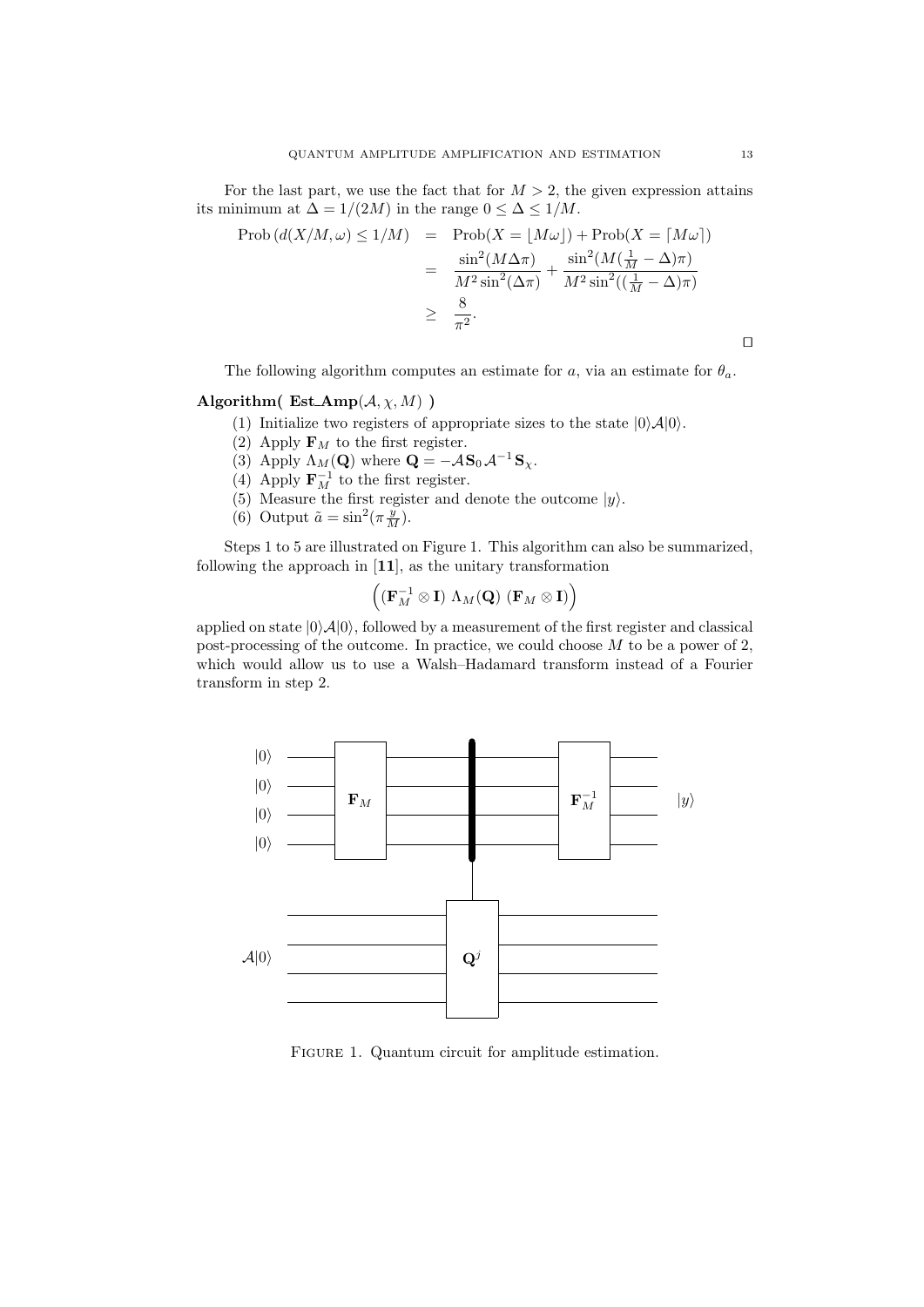For the last part, we use the fact that for $M > 2$, the given expression attains its minimum at $\Delta = 1/(2M)$ in the range $0 \leq \Delta \leq 1/M$.

$$
\begin{aligned}
\text{Prob}\left(d(X/M, \omega) \leq 1/M\right) &= \text{Prob}(X = \lfloor M\omega \rfloor) + \text{Prob}(X = \lceil M\omega \rceil) \\
&= \frac{\sin^2(M\Delta\pi)}{M^2 \sin^2(\Delta\pi)} + \frac{\sin^2(M(\frac{1}{M} - \Delta)\pi)}{M^2 \sin^2((\frac{1}{M} - \Delta)\pi)} \\
&\geq \frac{8}{\pi^2}.
\end{aligned}
$$

□

The following algorithm computes an estimate for $a$, via an estimate for $\theta_a$.

**Algorithm( Est_Amp$(\mathcal{A}, \chi, M)$ )**

(1) Initialize two registers of appropriate sizes to the state $|0\rangle\mathcal{A}|0\rangle$.
(2) Apply $\mathbf{F}_M$ to the first register.
(3) Apply $\Lambda_M(\mathbf{Q})$ where $\mathbf{Q} = -\mathcal{A}\mathbf{S}_0\,\mathcal{A}^{-1}\,\mathbf{S}_\chi$.
(4) Apply $\mathbf{F}_M^{-1}$ to the first register.
(5) Measure the first register and denote the outcome $|y\rangle$.
(6) Output $\tilde{a} = \sin^2(\pi \frac{y}{M})$.

Steps 1 to 5 are illustrated on Figure 1. This algorithm can also be summarized, following the approach in [**11**], as the unitary transformation

$$\Big( (\mathbf{F}_M^{-1} \otimes \mathbf{I})\ \Lambda_M(\mathbf{Q})\ (\mathbf{F}_M \otimes \mathbf{I}) \Big)$$

applied on state $|0\rangle\mathcal{A}|0\rangle$, followed by a measurement of the first register and classical post-processing of the outcome. In practice, we could choose $M$ to be a power of 2, which would allow us to use a Walsh–Hadamard transform instead of a Fourier transform in step 2.

Figure 1. Quantum circuit for amplitude estimation.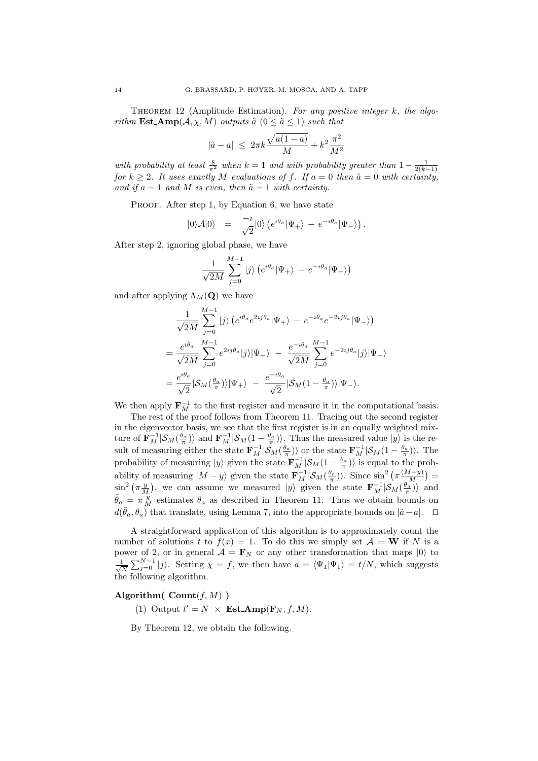THEOREM 12 (Amplitude Estimation). *For any positive integer $k$, the algorithm* $\mathbf{Est\_Amp}(\mathcal{A}, \chi, M)$ *outputs* $\tilde{a}$ $(0 \leq \tilde{a} \leq 1)$ *such that*

$$|\tilde{a} - a| \;\leq\; 2\pi k \frac{\sqrt{a(1-a)}}{M} + k^2 \frac{\pi^2}{M^2}$$

*with probability at least* $\frac{8}{\pi^2}$ *when* $k = 1$ *and with probability greater than* $1 - \frac{1}{2(k-1)}$ *for* $k \geq 2$. *It uses exactly $M$ evaluations of $f$. If $a = 0$ then $\tilde{a} = 0$ with certainty, and if $a = 1$ and $M$ is even, then $\tilde{a} = 1$ with certainty.*

PROOF. After step 1, by Equation 6, we have state

$$|0\rangle\mathcal{A}|0\rangle \;\;=\;\; \frac{-\imath}{\sqrt{2}}|0\rangle\left(e^{\imath\theta_a}|\Psi_+\rangle \,-\, e^{-\imath\theta_a}|\Psi_-\rangle\right).$$

After step 2, ignoring global phase, we have

$$\frac{1}{\sqrt{2M}}\sum_{j=0}^{M-1}|j\rangle\left(e^{\imath\theta_a}|\Psi_+\rangle \,-\, e^{-\imath\theta_a}|\Psi_-\rangle\right)$$

and after applying $\Lambda_M(\mathbf{Q})$ we have

$$\begin{aligned}
&\frac{1}{\sqrt{2M}}\sum_{j=0}^{M-1}|j\rangle\left(e^{\imath\theta_a}e^{2\imath j\theta_a}|\Psi_+\rangle \,-\, e^{-\imath\theta_a}e^{-2\imath j\theta_a}|\Psi_-\rangle\right)\\
&= \frac{e^{\imath\theta_a}}{\sqrt{2M}}\sum_{j=0}^{M-1}e^{2\imath j\theta_a}|j\rangle|\Psi_+\rangle \;-\; \frac{e^{-\imath\theta_a}}{\sqrt{2M}}\sum_{j=0}^{M-1}e^{-2\imath j\theta_a}|j\rangle|\Psi_-\rangle\\
&= \frac{e^{\imath\theta_a}}{\sqrt{2}}|\mathcal{S}_M(\tfrac{\theta_a}{\pi})\rangle|\Psi_+\rangle \;-\; \frac{e^{-\imath\theta_a}}{\sqrt{2}}|\mathcal{S}_M(1-\tfrac{\theta_a}{\pi})\rangle|\Psi_-\rangle.
\end{aligned}$$

We then apply $\mathbf{F}_M^{-1}$ to the first register and measure it in the computational basis.

The rest of the proof follows from Theorem 11. Tracing out the second register in the eigenvector basis, we see that the first register is in an equally weighted mixture of $\mathbf{F}_M^{-1}|\mathcal{S}_M(\frac{\theta_a}{\pi})\rangle$ and $\mathbf{F}_M^{-1}|\mathcal{S}_M(1-\frac{\theta_a}{\pi})\rangle$. Thus the measured value $|y\rangle$ is the result of measuring either the state $\mathbf{F}_M^{-1}|\mathcal{S}_M(\frac{\theta_a}{\pi})\rangle$ or the state $\mathbf{F}_M^{-1}|\mathcal{S}_M(1-\frac{\theta_a}{\pi})\rangle$. The probability of measuring $|y\rangle$ given the state $\mathbf{F}_M^{-1}|\mathcal{S}_M(1-\frac{\theta_a}{\pi})\rangle$ is equal to the probability of measuring $|M-y\rangle$ given the state $\mathbf{F}_M^{-1}|\mathcal{S}_M(\frac{\theta_a}{\pi})\rangle$. Since $\sin^2\left(\pi\frac{(M-y)}{M}\right) = \sin^2\left(\pi\frac{y}{M}\right)$, we can assume we measured $|y\rangle$ given the state $\mathbf{F}_M^{-1}|\mathcal{S}_M(\frac{\theta_a}{\pi})\rangle$ and $\tilde{\theta}_a = \pi\frac{y}{M}$ estimates $\theta_a$ as described in Theorem 11. Thus we obtain bounds on $d(\tilde{\theta}_a, \theta_a)$ that translate, using Lemma 7, into the appropriate bounds on $|\tilde{a} - a|$. $\square$

A straightforward application of this algorithm is to approximately count the number of solutions $t$ to $f(x) = 1$. To do this we simply set $\mathcal{A} = \mathbf{W}$ if $N$ is a power of 2, or in general $\mathcal{A} = \mathbf{F}_N$ or any other transformation that maps $|0\rangle$ to $\frac{1}{\sqrt{N}}\sum_{j=0}^{N-1}|j\rangle$. Setting $\chi = f$, we then have $a = \langle\Psi_1|\Psi_1\rangle = t/N$, which suggests the following algorithm.

**Algorithm( Count**$(f, M)$ **)**

(1) Output $t' = N \,\times\, \mathbf{Est\_Amp}(\mathbf{F}_N, f, M)$.

By Theorem 12, we obtain the following.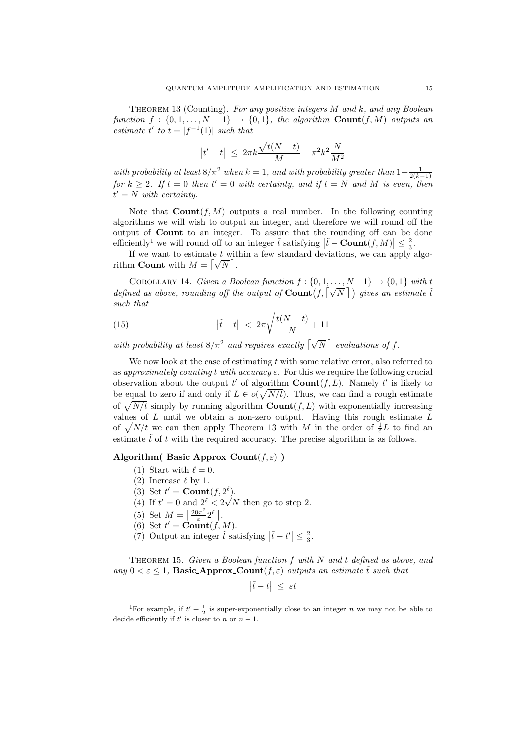**Theorem 13** (Counting). *For any positive integers $M$ and $k$, and any Boolean function $f : \{0, 1, \ldots, N-1\} \to \{0, 1\}$, the algorithm $\mathbf{Count}(f, M)$ outputs an estimate $t'$ to $t = |f^{-1}(1)|$ such that*

$$\left|t' - t\right| \;\leq\; 2\pi k \frac{\sqrt{t(N-t)}}{M} + \pi^2 k^2 \frac{N}{M^2}$$

*with probability at least $8/\pi^2$ when $k = 1$, and with probability greater than $1 - \frac{1}{2(k-1)}$ for $k \geq 2$. If $t = 0$ then $t' = 0$ with certainty, and if $t = N$ and $M$ is even, then $t' = N$ with certainty.*

Note that $\mathbf{Count}(f, M)$ outputs a real number. In the following counting algorithms we will wish to output an integer, and therefore we will round off the output of **Count** to an integer. To assure that the rounding off can be done efficiently[1] we will round off to an integer $\tilde{t}$ satisfying $\left|\tilde{t} - \mathbf{Count}(f, M)\right| \leq \frac{2}{3}$.

If we want to estimate $t$ within a few standard deviations, we can apply algorithm **Count** with $M = \lceil \sqrt{N} \rceil$.

**Corollary 14.** *Given a Boolean function $f : \{0, 1, \ldots, N-1\} \to \{0, 1\}$ with $t$ defined as above, rounding off the output of $\mathbf{Count}\big(f, \lceil \sqrt{N} \rceil\big)$ gives an estimate $\tilde{t}$ such that*

$$\left|\tilde{t} - t\right| \;<\; 2\pi \sqrt{\frac{t(N-t)}{N}} + 11 \tag{15}$$

*with probability at least $8/\pi^2$ and requires exactly $\lceil \sqrt{N} \rceil$ evaluations of $f$.*

We now look at the case of estimating $t$ with some relative error, also referred to as *approximately counting $t$ with accuracy $\varepsilon$*. For this we require the following crucial observation about the output $t'$ of algorithm $\mathbf{Count}(f, L)$. Namely $t'$ is likely to be equal to zero if and only if $L \in o(\sqrt{N/t})$. Thus, we can find a rough estimate of $\sqrt{N/t}$ simply by running algorithm $\mathbf{Count}(f, L)$ with exponentially increasing values of $L$ until we obtain a non-zero output. Having this rough estimate $L$ of $\sqrt{N/t}$ we can then apply Theorem 13 with $M$ in the order of $\frac{1}{\varepsilon} L$ to find an estimate $\tilde{t}$ of $t$ with the required accuracy. The precise algorithm is as follows.

**Algorithm( Basic_Approx_Count$(f, \varepsilon)$ )**

1. Start with $\ell = 0$.
2. Increase $\ell$ by 1.
3. Set $t' = \mathbf{Count}(f, 2^\ell)$.
4. If $t' = 0$ and $2^\ell < 2\sqrt{N}$ then go to step 2.
5. Set $M = \left\lceil \frac{20\pi^2}{\varepsilon} 2^\ell \right\rceil$.
6. Set $t' = \mathbf{Count}(f, M)$.
7. Output an integer $\tilde{t}$ satisfying $\left|\tilde{t} - t'\right| \leq \frac{2}{3}$.

**Theorem 15.** *Given a Boolean function $f$ with $N$ and $t$ defined as above, and any $0 < \varepsilon \leq 1$, **Basic_Approx_Count**$(f, \varepsilon)$ outputs an estimate $\tilde{t}$ such that*

$$\left|\tilde{t} - t\right| \;\leq\; \varepsilon t$$

[1] For example, if $t' + \frac{1}{2}$ is super-exponentially close to an integer $n$ we may not be able to decide efficiently if $t'$ is closer to $n$ or $n - 1$.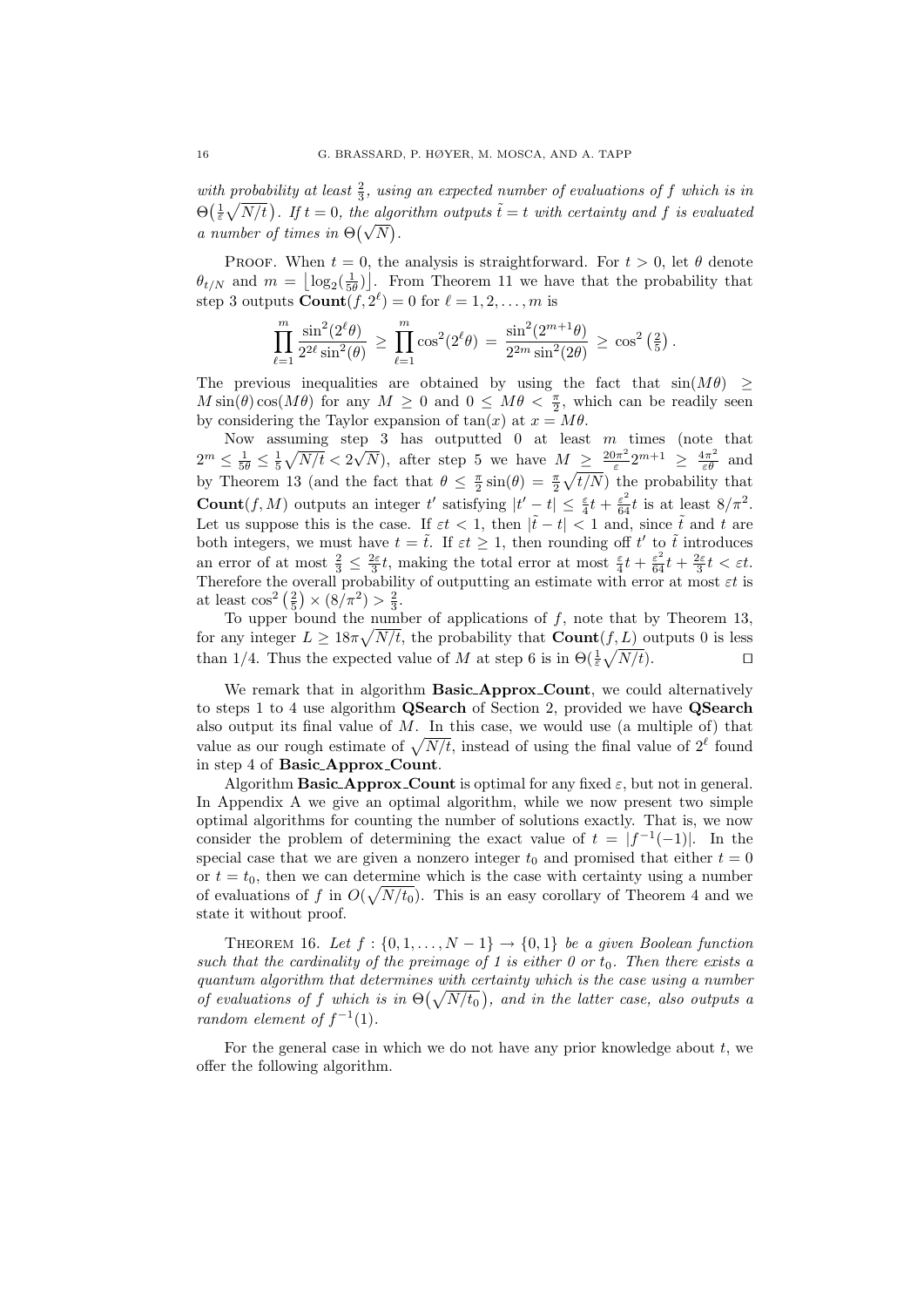*with probability at least $\frac{2}{3}$, using an expected number of evaluations of $f$ which is in $\Theta\big(\frac{1}{\varepsilon}\sqrt{N/t}\big)$. If $t = 0$, the algorithm outputs $\tilde{t} = t$ with certainty and $f$ is evaluated a number of times in $\Theta\big(\sqrt{N}\big)$.*

Proof. When $t = 0$, the analysis is straightforward. For $t > 0$, let $\theta$ denote $\theta_{t/N}$ and $m = \big\lfloor \log_2(\frac{1}{5\theta}) \big\rfloor$. From Theorem 11 we have that the probability that step 3 outputs $\mathbf{Count}(f, 2^\ell) = 0$ for $\ell = 1, 2, \ldots, m$ is

$$\prod_{\ell=1}^{m} \frac{\sin^2(2^\ell \theta)}{2^{2\ell} \sin^2(\theta)} \;\geq\; \prod_{\ell=1}^{m} \cos^2(2^\ell \theta) \;=\; \frac{\sin^2(2^{m+1}\theta)}{2^{2m}\sin^2(2\theta)} \;\geq\; \cos^2\left(\tfrac{2}{5}\right).$$

The previous inequalities are obtained by using the fact that $\sin(M\theta) \geq M\sin(\theta)\cos(M\theta)$ for any $M \geq 0$ and $0 \leq M\theta < \frac{\pi}{2}$, which can be readily seen by considering the Taylor expansion of $\tan(x)$ at $x = M\theta$.

Now assuming step 3 has outputted 0 at least $m$ times (note that $2^m \leq \frac{1}{5\theta} \leq \frac{1}{5}\sqrt{N/t} < 2\sqrt{N}$), after step 5 we have $M \geq \frac{20\pi^2}{\varepsilon} 2^{m+1} \geq \frac{4\pi^2}{\varepsilon\theta}$ and by Theorem 13 (and the fact that $\theta \leq \frac{\pi}{2}\sin(\theta) = \frac{\pi}{2}\sqrt{t/N}$) the probability that $\mathbf{Count}(f, M)$ outputs an integer $t'$ satisfying $|t' - t| \leq \frac{\varepsilon}{4}t + \frac{\varepsilon^2}{64}t$ is at least $8/\pi^2$. Let us suppose this is the case. If $\varepsilon t < 1$, then $|\tilde{t} - t| < 1$ and, since $\tilde{t}$ and $t$ are both integers, we must have $t = \tilde{t}$. If $\varepsilon t \geq 1$, then rounding off $t'$ to $\tilde{t}$ introduces an error of at most $\frac{2}{3} \leq \frac{2\varepsilon}{3}t$, making the total error at most $\frac{\varepsilon}{4}t + \frac{\varepsilon^2}{64}t + \frac{2\varepsilon}{3}t < \varepsilon t$. Therefore the overall probability of outputting an estimate with error at most $\varepsilon t$ is at least $\cos^2\left(\frac{2}{5}\right) \times (8/\pi^2) > \frac{2}{3}$.

To upper bound the number of applications of $f$, note that by Theorem 13, for any integer $L \geq 18\pi\sqrt{N/t}$, the probability that $\mathbf{Count}(f, L)$ outputs 0 is less than $1/4$. Thus the expected value of $M$ at step 6 is in $\Theta(\frac{1}{\varepsilon}\sqrt{N/t})$. ◻

We remark that in algorithm **Basic_Approx_Count**, we could alternatively to steps 1 to 4 use algorithm **QSearch** of Section 2, provided we have **QSearch** also output its final value of $M$. In this case, we would use (a multiple of) that value as our rough estimate of $\sqrt{N/t}$, instead of using the final value of $2^\ell$ found in step 4 of **Basic_Approx_Count**.

Algorithm **Basic_Approx_Count** is optimal for any fixed $\varepsilon$, but not in general. In Appendix A we give an optimal algorithm, while we now present two simple optimal algorithms for counting the number of solutions exactly. That is, we now consider the problem of determining the exact value of $t = |f^{-1}(-1)|$. In the special case that we are given a nonzero integer $t_0$ and promised that either $t = 0$ or $t = t_0$, then we can determine which is the case with certainty using a number of evaluations of $f$ in $O(\sqrt{N/t_0})$. This is an easy corollary of Theorem 4 and we state it without proof.

Theorem 16. *Let $f : \{0, 1, \ldots, N-1\} \to \{0, 1\}$ be a given Boolean function such that the cardinality of the preimage of 1 is either 0 or $t_0$. Then there exists a quantum algorithm that determines with certainty which is the case using a number of evaluations of $f$ which is in $\Theta\big(\sqrt{N/t_0}\big)$, and in the latter case, also outputs a random element of $f^{-1}(1)$.*

For the general case in which we do not have any prior knowledge about $t$, we offer the following algorithm.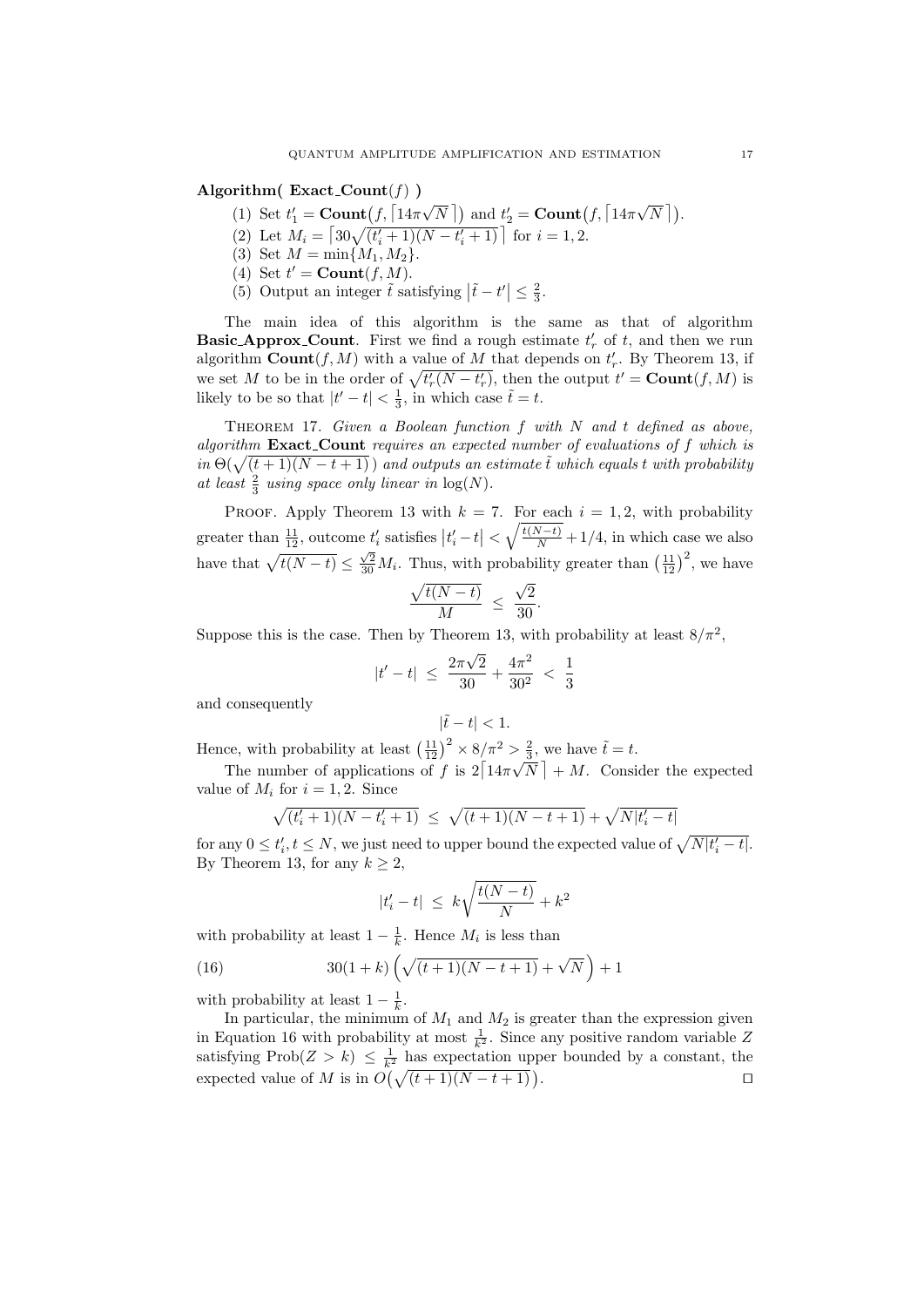**Algorithm( Exact_Count$(f)$ )**

1. Set $t'_1 = \mathbf{Count}\big(f, \lceil 14\pi\sqrt{N}\,\rceil\big)$ and $t'_2 = \mathbf{Count}\big(f, \lceil 14\pi\sqrt{N}\,\rceil\big)$.
2. Let $M_i = \big\lceil 30\sqrt{(t'_i+1)(N-t'_i+1)}\,\big\rceil$ for $i = 1, 2$.
3. Set $M = \min\{M_1, M_2\}$.
4. Set $t' = \mathbf{Count}(f, M)$.
5. Output an integer $\tilde{t}$ satisfying $\big|\tilde{t} - t'\big| \le \frac{2}{3}$.

The main idea of this algorithm is the same as that of algorithm **Basic_Approx_Count**. First we find a rough estimate $t'_r$ of $t$, and then we run algorithm $\mathbf{Count}(f, M)$ with a value of $M$ that depends on $t'_r$. By Theorem 13, if we set $M$ to be in the order of $\sqrt{t'_r(N-t'_r)}$, then the output $t' = \mathbf{Count}(f, M)$ is likely to be so that $|t' - t| < \frac{1}{3}$, in which case $\tilde{t} = t$.

Theorem 17. *Given a Boolean function $f$ with $N$ and $t$ defined as above, algorithm* **Exact_Count** *requires an expected number of evaluations of $f$ which is in $\Theta\big(\sqrt{(t+1)(N-t+1)}\,\big)$ and outputs an estimate $\tilde{t}$ which equals $t$ with probability at least $\frac{2}{3}$ using space only linear in $\log(N)$.*

Proof. Apply Theorem 13 with $k = 7$. For each $i = 1, 2$, with probability greater than $\frac{11}{12}$, outcome $t'_i$ satisfies $\big|t'_i - t\big| < \sqrt{\frac{t(N-t)}{N}} + 1/4$, in which case we also have that $\sqrt{t(N-t)} \le \frac{\sqrt{2}}{30} M_i$. Thus, with probability greater than $\big(\frac{11}{12}\big)^2$, we have

$$\frac{\sqrt{t(N-t)}}{M} \;\le\; \frac{\sqrt{2}}{30}.$$

Suppose this is the case. Then by Theorem 13, with probability at least $8/\pi^2$,

$$|t' - t| \;\le\; \frac{2\pi\sqrt{2}}{30} + \frac{4\pi^2}{30^2} \;<\; \frac{1}{3}$$

and consequently

$$|\tilde{t} - t| < 1.$$

Hence, with probability at least $\big(\frac{11}{12}\big)^2 \times 8/\pi^2 > \frac{2}{3}$, we have $\tilde{t} = t$.

The number of applications of $f$ is $2\lceil 14\pi\sqrt{N}\,\rceil + M$. Consider the expected value of $M_i$ for $i = 1, 2$. Since

$$\sqrt{(t'_i+1)(N-t'_i+1)} \;\le\; \sqrt{(t+1)(N-t+1)} + \sqrt{N|t'_i - t|}$$

for any $0 \le t'_i, t \le N$, we just need to upper bound the expected value of $\sqrt{N|t'_i - t|}$. By Theorem 13, for any $k \ge 2$,

$$|t'_i - t| \;\le\; k\sqrt{\frac{t(N-t)}{N}} + k^2$$

with probability at least $1 - \frac{1}{k}$. Hence $M_i$ is less than

$$30(1+k)\left(\sqrt{(t+1)(N-t+1)} + \sqrt{N}\right) + 1 \tag{16}$$

with probability at least $1 - \frac{1}{k}$.

In particular, the minimum of $M_1$ and $M_2$ is greater than the expression given in Equation 16 with probability at most $\frac{1}{k^2}$. Since any positive random variable $Z$ satisfying $\mathrm{Prob}(Z > k) \le \frac{1}{k^2}$ has expectation upper bounded by a constant, the expected value of $M$ is in $O\big(\sqrt{(t+1)(N-t+1)}\big)$. $\square$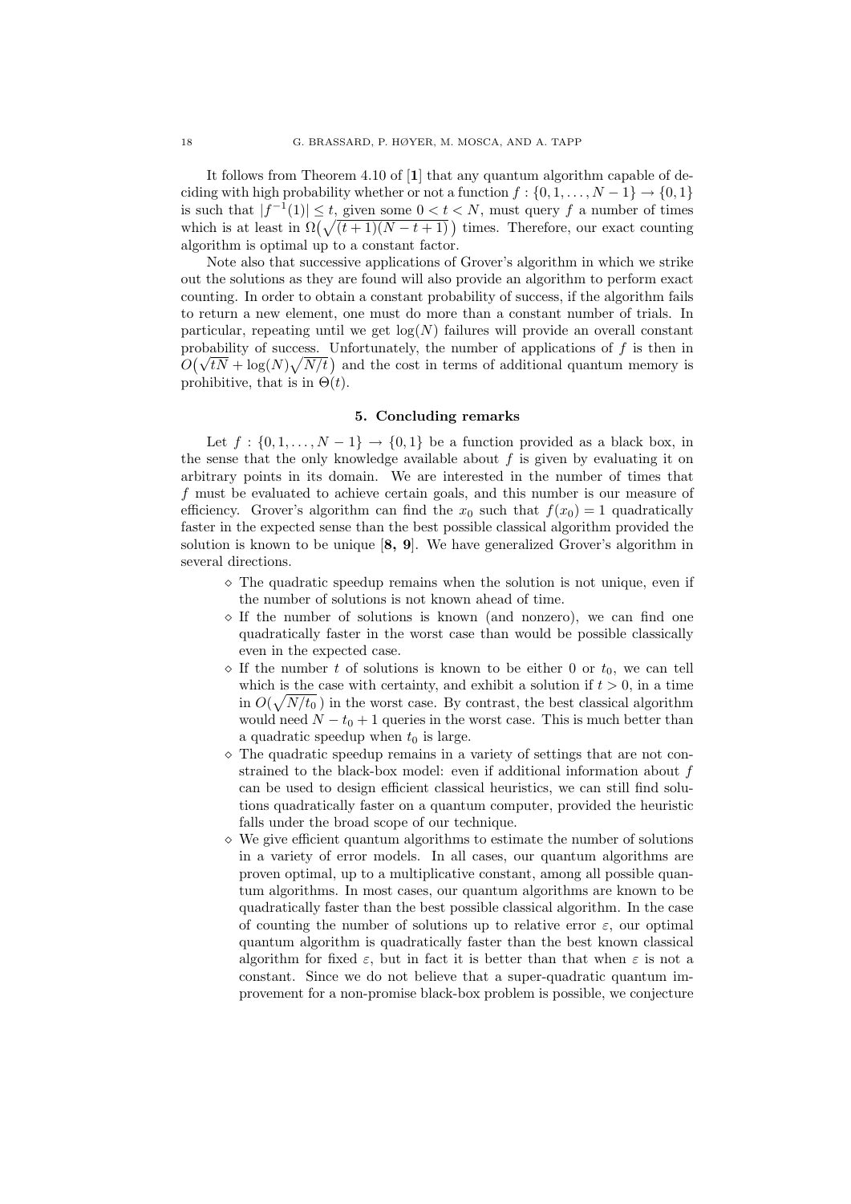It follows from Theorem 4.10 of [**1**] that any quantum algorithm capable of deciding with high probability whether or not a function $f : \{0, 1, \ldots, N-1\} \to \{0, 1\}$ is such that $|f^{-1}(1)| \le t$, given some $0 < t < N$, must query $f$ a number of times which is at least in $\Omega\big(\sqrt{(t+1)(N-t+1)}\,\big)$ times. Therefore, our exact counting algorithm is optimal up to a constant factor.

Note also that successive applications of Grover's algorithm in which we strike out the solutions as they are found will also provide an algorithm to perform exact counting. In order to obtain a constant probability of success, if the algorithm fails to return a new element, one must do more than a constant number of trials. In particular, repeating until we get $\log(N)$ failures will provide an overall constant probability of success. Unfortunately, the number of applications of $f$ is then in $O\big(\sqrt{tN} + \log(N)\sqrt{N/t}\,\big)$ and the cost in terms of additional quantum memory is prohibitive, that is in $\Theta(t)$.

## 5. Concluding remarks

Let $f : \{0, 1, \ldots, N-1\} \to \{0, 1\}$ be a function provided as a black box, in the sense that the only knowledge available about $f$ is given by evaluating it on arbitrary points in its domain. We are interested in the number of times that $f$ must be evaluated to achieve certain goals, and this number is our measure of efficiency. Grover's algorithm can find the $x_0$ such that $f(x_0) = 1$ quadratically faster in the expected sense than the best possible classical algorithm provided the solution is known to be unique [**8, 9**]. We have generalized Grover's algorithm in several directions.

- ◇ The quadratic speedup remains when the solution is not unique, even if the number of solutions is not known ahead of time.
- ◇ If the number of solutions is known (and nonzero), we can find one quadratically faster in the worst case than would be possible classically even in the expected case.
- ◇ If the number $t$ of solutions is known to be either 0 or $t_0$, we can tell which is the case with certainty, and exhibit a solution if $t > 0$, in a time in $O\big(\sqrt{N/t_0}\,\big)$ in the worst case. By contrast, the best classical algorithm would need $N - t_0 + 1$ queries in the worst case. This is much better than a quadratic speedup when $t_0$ is large.
- ◇ The quadratic speedup remains in a variety of settings that are not constrained to the black-box model: even if additional information about $f$ can be used to design efficient classical heuristics, we can still find solutions quadratically faster on a quantum computer, provided the heuristic falls under the broad scope of our technique.
- ◇ We give efficient quantum algorithms to estimate the number of solutions in a variety of error models. In all cases, our quantum algorithms are proven optimal, up to a multiplicative constant, among all possible quantum algorithms. In most cases, our quantum algorithms are known to be quadratically faster than the best possible classical algorithm. In the case of counting the number of solutions up to relative error $\varepsilon$, our optimal quantum algorithm is quadratically faster than the best known classical algorithm for fixed $\varepsilon$, but in fact it is better than that when $\varepsilon$ is not a constant. Since we do not believe that a super-quadratic quantum improvement for a non-promise black-box problem is possible, we conjecture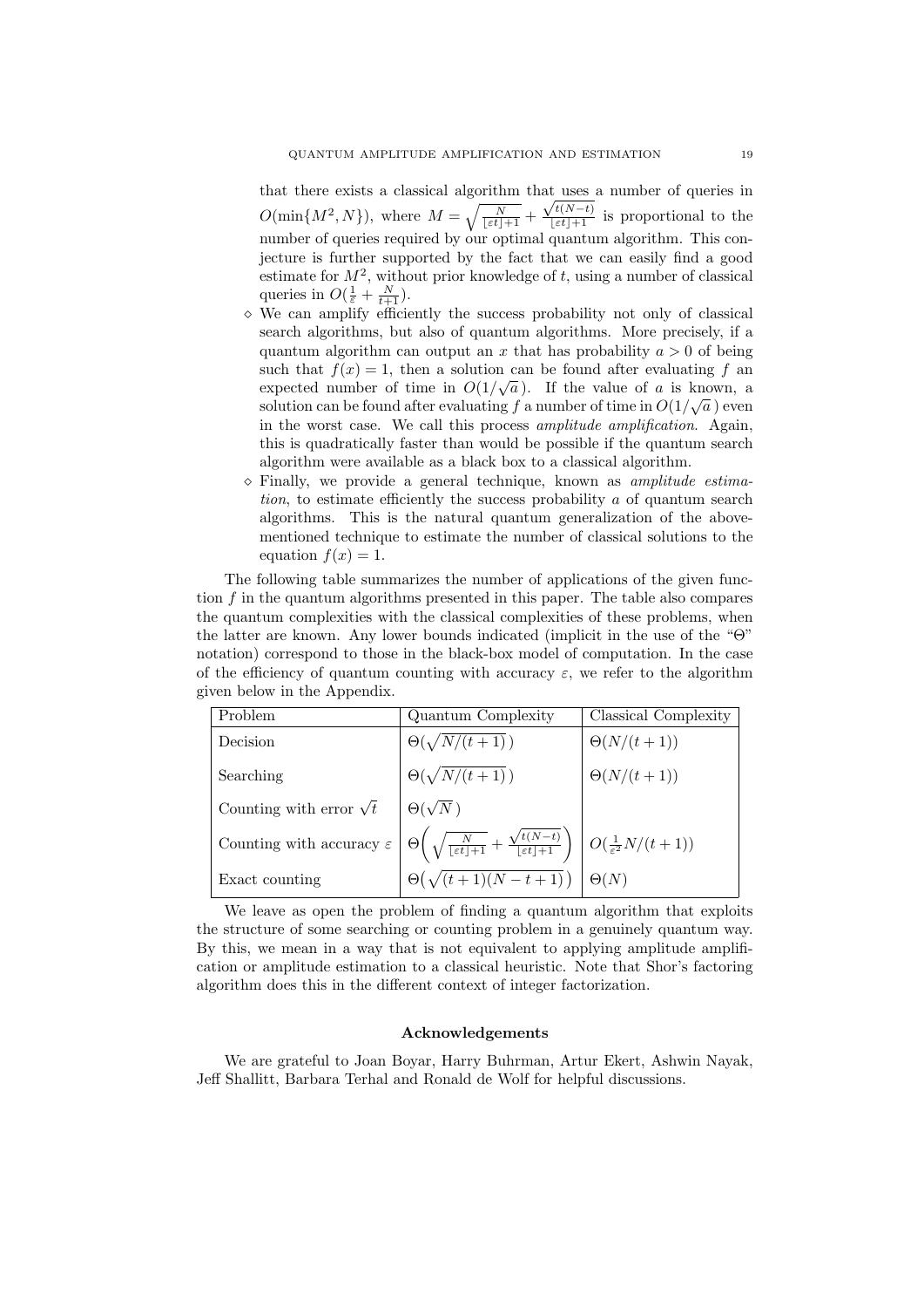that there exists a classical algorithm that uses a number of queries in $O(\min\{M^2, N\})$, where $M = \sqrt{\frac{N}{\lfloor \varepsilon t \rfloor + 1}} + \frac{\sqrt{t(N-t)}}{\lfloor \varepsilon t \rfloor + 1}$ is proportional to the number of queries required by our optimal quantum algorithm. This conjecture is further supported by the fact that we can easily find a good estimate for $M^2$, without prior knowledge of $t$, using a number of classical queries in $O(\frac{1}{\varepsilon} + \frac{N}{t+1})$.

- We can amplify efficiently the success probability not only of classical search algorithms, but also of quantum algorithms. More precisely, if a quantum algorithm can output an $x$ that has probability $a > 0$ of being such that $f(x) = 1$, then a solution can be found after evaluating $f$ an expected number of time in $O(1/\sqrt{a}\,)$. If the value of $a$ is known, a solution can be found after evaluating $f$ a number of time in $O(1/\sqrt{a}\,)$ even in the worst case. We call this process *amplitude amplification*. Again, this is quadratically faster than would be possible if the quantum search algorithm were available as a black box to a classical algorithm.
- Finally, we provide a general technique, known as *amplitude estimation*, to estimate efficiently the success probability $a$ of quantum search algorithms. This is the natural quantum generalization of the above-mentioned technique to estimate the number of classical solutions to the equation $f(x) = 1$.

The following table summarizes the number of applications of the given function $f$ in the quantum algorithms presented in this paper. The table also compares the quantum complexities with the classical complexities of these problems, when the latter are known. Any lower bounds indicated (implicit in the use of the "$\Theta$" notation) correspond to those in the black-box model of computation. In the case of the efficiency of quantum counting with accuracy $\varepsilon$, we refer to the algorithm given below in the Appendix.

| Problem | Quantum Complexity | Classical Complexity |
|---|---|---|
| Decision | $\Theta(\sqrt{N/(t+1)}\,)$ | $\Theta(N/(t+1))$ |
| Searching | $\Theta(\sqrt{N/(t+1)}\,)$ | $\Theta(N/(t+1))$ |
| Counting with error $\sqrt{t}$ | $\Theta(\sqrt{N}\,)$ | |
| Counting with accuracy $\varepsilon$ | $\Theta\Big(\sqrt{\frac{N}{\lfloor \varepsilon t \rfloor + 1}} + \frac{\sqrt{t(N-t)}}{\lfloor \varepsilon t \rfloor + 1}\Big)$ | $O(\frac{1}{\varepsilon^2} N/(t+1))$ |
| Exact counting | $\Theta\big(\sqrt{(t+1)(N-t+1)}\,\big)$ | $\Theta(N)$ |

We leave as open the problem of finding a quantum algorithm that exploits the structure of some searching or counting problem in a genuinely quantum way. By this, we mean in a way that is not equivalent to applying amplitude amplification or amplitude estimation to a classical heuristic. Note that Shor's factoring algorithm does this in the different context of integer factorization.

## Acknowledgements

We are grateful to Joan Boyar, Harry Buhrman, Artur Ekert, Ashwin Nayak, Jeff Shallitt, Barbara Terhal and Ronald de Wolf for helpful discussions.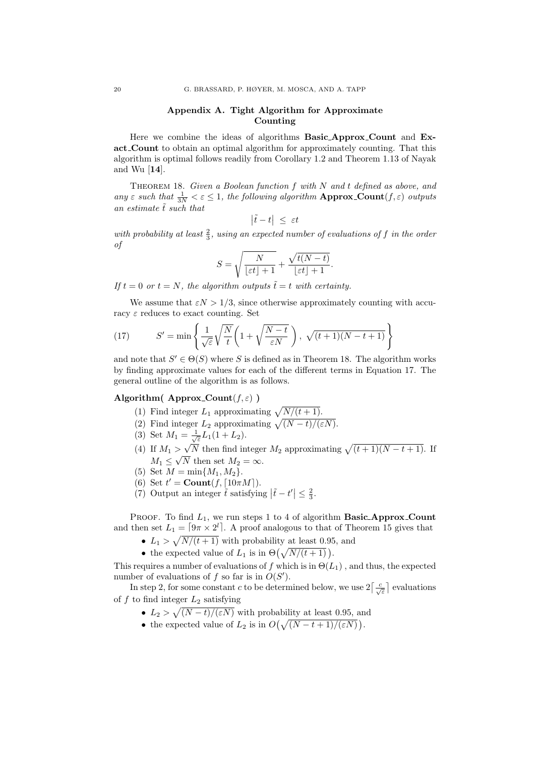## Appendix A. Tight Algorithm for Approximate Counting

Here we combine the ideas of algorithms **Basic_Approx_Count** and **Exact_Count** to obtain an optimal algorithm for approximately counting. That this algorithm is optimal follows readily from Corollary 1.2 and Theorem 1.13 of Nayak and Wu [**14**].

Theorem 18. *Given a Boolean function $f$ with $N$ and $t$ defined as above, and any $\varepsilon$ such that $\frac{1}{3N} < \varepsilon \leq 1$, the following algorithm* **Approx_Count**$(f, \varepsilon)$ *outputs an estimate $\tilde{t}$ such that*

$$\left|\tilde{t} - t\right| \;\leq\; \varepsilon t$$

*with probability at least $\frac{2}{3}$, using an expected number of evaluations of $f$ in the order of*

$$S = \sqrt{\frac{N}{\lfloor \varepsilon t \rfloor + 1}} + \frac{\sqrt{t(N-t)}}{\lfloor \varepsilon t \rfloor + 1}.$$

*If $t = 0$ or $t = N$, the algorithm outputs $\tilde{t} = t$ with certainty.*

We assume that $\varepsilon N > 1/3$, since otherwise approximately counting with accuracy $\varepsilon$ reduces to exact counting. Set

$$S' = \min\left\{ \frac{1}{\sqrt{\varepsilon}}\sqrt{\frac{N}{t}}\left(1 + \sqrt{\frac{N-t}{\varepsilon N}}\right),\; \sqrt{(t+1)(N-t+1)} \right\} \tag{17}$$

and note that $S' \in \Theta(S)$ where $S$ is defined as in Theorem 18. The algorithm works by finding approximate values for each of the different terms in Equation 17. The general outline of the algorithm is as follows.

**Algorithm( Approx_Count$(f, \varepsilon)$ )**

1. Find integer $L_1$ approximating $\sqrt{N/(t+1)}$.
2. Find integer $L_2$ approximating $\sqrt{(N-t)/(\varepsilon N)}$.
3. Set $M_1 = \frac{1}{\sqrt{\varepsilon}} L_1 (1 + L_2)$.
4. If $M_1 > \sqrt{N}$ then find integer $M_2$ approximating $\sqrt{(t+1)(N-t+1)}$. If $M_1 \leq \sqrt{N}$ then set $M_2 = \infty$.
5. Set $M = \min\{M_1, M_2\}$.
6. Set $t' = \mathbf{Count}(f, \lceil 10\pi M \rceil)$.
7. Output an integer $\tilde{t}$ satisfying $\left|\tilde{t} - t'\right| \leq \frac{2}{3}$.

Proof. To find $L_1$, we run steps 1 to 4 of algorithm **Basic_Approx_Count** and then set $L_1 = \lceil 9\pi \times 2^l \rceil$. A proof analogous to that of Theorem 15 gives that

- $L_1 > \sqrt{N/(t+1)}$ with probability at least 0.95, and
- the expected value of $L_1$ is in $\Theta\big(\sqrt{N/(t+1)}\big)$.

This requires a number of evaluations of $f$ which is in $\Theta(L_1)$ , and thus, the expected number of evaluations of $f$ so far is in $O(S')$.

In step 2, for some constant $c$ to be determined below, we use $2\lceil \frac{c}{\sqrt{\varepsilon}} \rceil$ evaluations of $f$ to find integer $L_2$ satisfying

- $L_2 > \sqrt{(N-t)/(\varepsilon N)}$ with probability at least 0.95, and
- the expected value of $L_2$ is in $O\big(\sqrt{(N-t+1)/(\varepsilon N)}\big)$.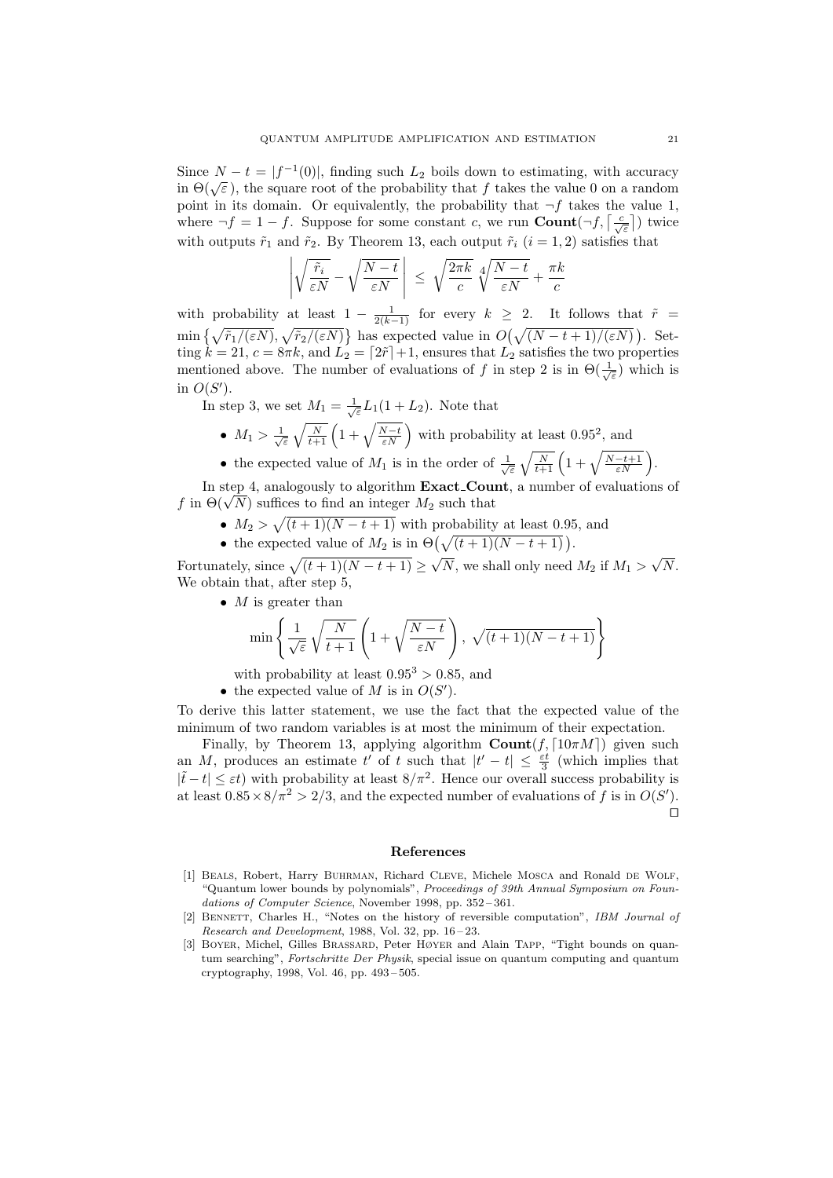Since $N - t = |f^{-1}(0)|$, finding such $L_2$ boils down to estimating, with accuracy in $\Theta(\sqrt{\varepsilon}\,)$, the square root of the probability that $f$ takes the value 0 on a random point in its domain. Or equivalently, the probability that $\neg f$ takes the value 1, where $\neg f = 1 - f$. Suppose for some constant $c$, we run $\mathbf{Count}(\neg f, \lceil \frac{c}{\sqrt{\varepsilon}} \rceil)$ twice with outputs $\tilde{r}_1$ and $\tilde{r}_2$. By Theorem 13, each output $\tilde{r}_i$ $(i = 1, 2)$ satisfies that

$$\left| \sqrt{\frac{\tilde{r}_i}{\varepsilon N}} - \sqrt{\frac{N-t}{\varepsilon N}} \right| \;\le\; \sqrt{\frac{2\pi k}{c}} \sqrt[4]{\frac{N-t}{\varepsilon N}} + \frac{\pi k}{c}$$

with probability at least $1 - \frac{1}{2(k-1)}$ for every $k \geq 2$. It follows that $\tilde{r} = \min\left\{\sqrt{\tilde{r}_1/(\varepsilon N)}, \sqrt{\tilde{r}_2/(\varepsilon N)}\right\}$ has expected value in $O\big(\sqrt{(N-t+1)/(\varepsilon N)}\,\big)$. Setting $k = 21$, $c = 8\pi k$, and $L_2 = \lceil 2\tilde{r} \rceil + 1$, ensures that $L_2$ satisfies the two properties mentioned above. The number of evaluations of $f$ in step 2 is in $\Theta(\frac{1}{\sqrt{\varepsilon}})$ which is in $O(S')$.

In step 3, we set $M_1 = \frac{1}{\sqrt{\varepsilon}} L_1 (1 + L_2)$. Note that

- $M_1 > \frac{1}{\sqrt{\varepsilon}} \sqrt{\frac{N}{t+1}} \left(1 + \sqrt{\frac{N-t}{\varepsilon N}}\right)$ with probability at least $0.95^2$, and
- the expected value of $M_1$ is in the order of $\frac{1}{\sqrt{\varepsilon}} \sqrt{\frac{N}{t+1}} \left(1 + \sqrt{\frac{N-t+1}{\varepsilon N}}\right)$.

In step 4, analogously to algorithm **Exact_Count**, a number of evaluations of $f$ in $\Theta(\sqrt{N})$ suffices to find an integer $M_2$ such that

- $M_2 > \sqrt{(t+1)(N-t+1)}$ with probability at least 0.95, and
- the expected value of $M_2$ is in $\Theta\big(\sqrt{(t+1)(N-t+1)}\,\big)$.

Fortunately, since $\sqrt{(t+1)(N-t+1)} \geq \sqrt{N}$, we shall only need $M_2$ if $M_1 > \sqrt{N}$. We obtain that, after step 5,

- $M$ is greater than

  $$\min\left\{ \frac{1}{\sqrt{\varepsilon}} \sqrt{\frac{N}{t+1}} \left(1 + \sqrt{\frac{N-t}{\varepsilon N}}\right),\; \sqrt{(t+1)(N-t+1)} \right\}$$

  with probability at least $0.95^3 > 0.85$, and
- the expected value of $M$ is in $O(S')$.

To derive this latter statement, we use the fact that the expected value of the minimum of two random variables is at most the minimum of their expectation.

Finally, by Theorem 13, applying algorithm $\mathbf{Count}(f, \lceil 10\pi M \rceil)$ given such an $M$, produces an estimate $t'$ of $t$ such that $|t' - t| \leq \frac{\varepsilon t}{3}$ (which implies that $|\tilde{t} - t| \leq \varepsilon t$) with probability at least $8/\pi^2$. Hence our overall success probability is at least $0.85 \times 8/\pi^2 > 2/3$, and the expected number of evaluations of $f$ is in $O(S')$. □

## References

[1] Beals, Robert, Harry Buhrman, Richard Cleve, Michele Mosca and Ronald de Wolf, "Quantum lower bounds by polynomials", *Proceedings of 39th Annual Symposium on Foundations of Computer Science*, November 1998, pp. 352 – 361.

[2] Bennett, Charles H., "Notes on the history of reversible computation", *IBM Journal of Research and Development*, 1988, Vol. 32, pp. 16 – 23.

[3] Boyer, Michel, Gilles Brassard, Peter Høyer and Alain Tapp, "Tight bounds on quantum searching", *Fortschritte Der Physik*, special issue on quantum computing and quantum cryptography, 1998, Vol. 46, pp. 493 – 505.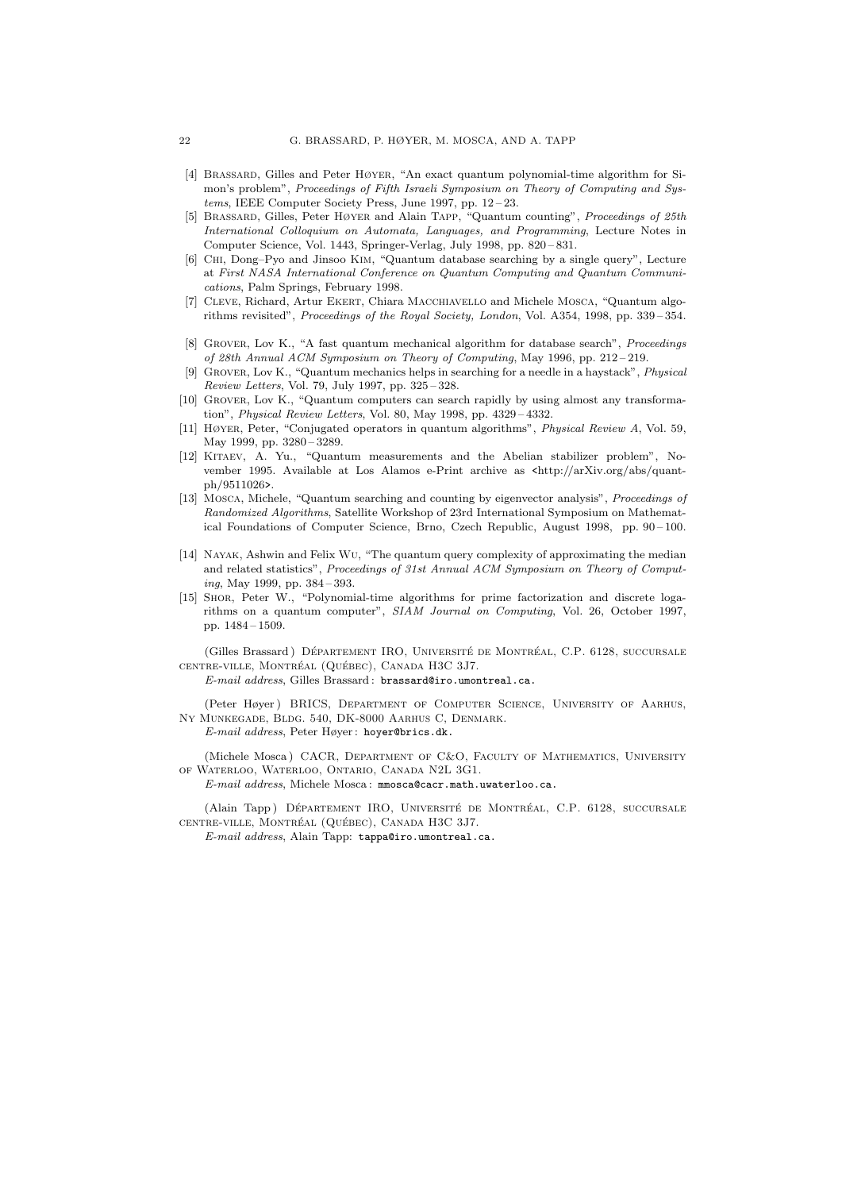- [4] Brassard, Gilles and Peter Høyer, "An exact quantum polynomial-time algorithm for Simon's problem", *Proceedings of Fifth Israeli Symposium on Theory of Computing and Systems*, IEEE Computer Society Press, June 1997, pp. 12 – 23.
- [5] Brassard, Gilles, Peter Høyer and Alain Tapp, "Quantum counting", *Proceedings of 25th International Colloquium on Automata, Languages, and Programming*, Lecture Notes in Computer Science, Vol. 1443, Springer-Verlag, July 1998, pp. 820 – 831.
- [6] Chi, Dong–Pyo and Jinsoo Kim, "Quantum database searching by a single query", Lecture at *First NASA International Conference on Quantum Computing and Quantum Communications*, Palm Springs, February 1998.
- [7] Cleve, Richard, Artur Ekert, Chiara Macchiavello and Michele Mosca, "Quantum algorithms revisited", *Proceedings of the Royal Society, London*, Vol. A354, 1998, pp. 339 – 354.
- [8] Grover, Lov K., "A fast quantum mechanical algorithm for database search", *Proceedings of 28th Annual ACM Symposium on Theory of Computing*, May 1996, pp. 212 – 219.
- [9] Grover, Lov K., "Quantum mechanics helps in searching for a needle in a haystack", *Physical Review Letters*, Vol. 79, July 1997, pp. 325 – 328.
- [10] Grover, Lov K., "Quantum computers can search rapidly by using almost any transformation", *Physical Review Letters*, Vol. 80, May 1998, pp. 4329 – 4332.
- [11] Høyer, Peter, "Conjugated operators in quantum algorithms", *Physical Review A*, Vol. 59, May 1999, pp. 3280 – 3289.
- [12] Kitaev, A. Yu., "Quantum measurements and the Abelian stabilizer problem", November 1995. Available at Los Alamos e-Print archive as <http://arXiv.org/abs/quant-ph/9511026>.
- [13] Mosca, Michele, "Quantum searching and counting by eigenvector analysis", *Proceedings of Randomized Algorithms*, Satellite Workshop of 23rd International Symposium on Mathematical Foundations of Computer Science, Brno, Czech Republic, August 1998, pp. 90 – 100.
- [14] Nayak, Ashwin and Felix Wu, "The quantum query complexity of approximating the median and related statistics", *Proceedings of 31st Annual ACM Symposium on Theory of Computing*, May 1999, pp. 384 – 393.
- [15] Shor, Peter W., "Polynomial-time algorithms for prime factorization and discrete logarithms on a quantum computer", *SIAM Journal on Computing*, Vol. 26, October 1997, pp. 1484 – 1509.

(Gilles Brassard) Département IRO, Université de Montréal, C.P. 6128, succursale centre-ville, Montréal (Québec), Canada H3C 3J7.

*E-mail address*, Gilles Brassard: `brassard@iro.umontreal.ca.`

(Peter Høyer) BRICS, Department of Computer Science, University of Aarhus, Ny Munkegade, Bldg. 540, DK-8000 Aarhus C, Denmark.

*E-mail address*, Peter Høyer: `hoyer@brics.dk.`

(Michele Mosca) CACR, Department of C&O, Faculty of Mathematics, University of Waterloo, Waterloo, Ontario, Canada N2L 3G1.

*E-mail address*, Michele Mosca: `mmosca@cacr.math.uwaterloo.ca.`

(Alain Tapp) Département IRO, Université de Montréal, C.P. 6128, succursale centre-ville, Montréal (Québec), Canada H3C 3J7.

*E-mail address*, Alain Tapp: `tappa@iro.umontreal.ca.`